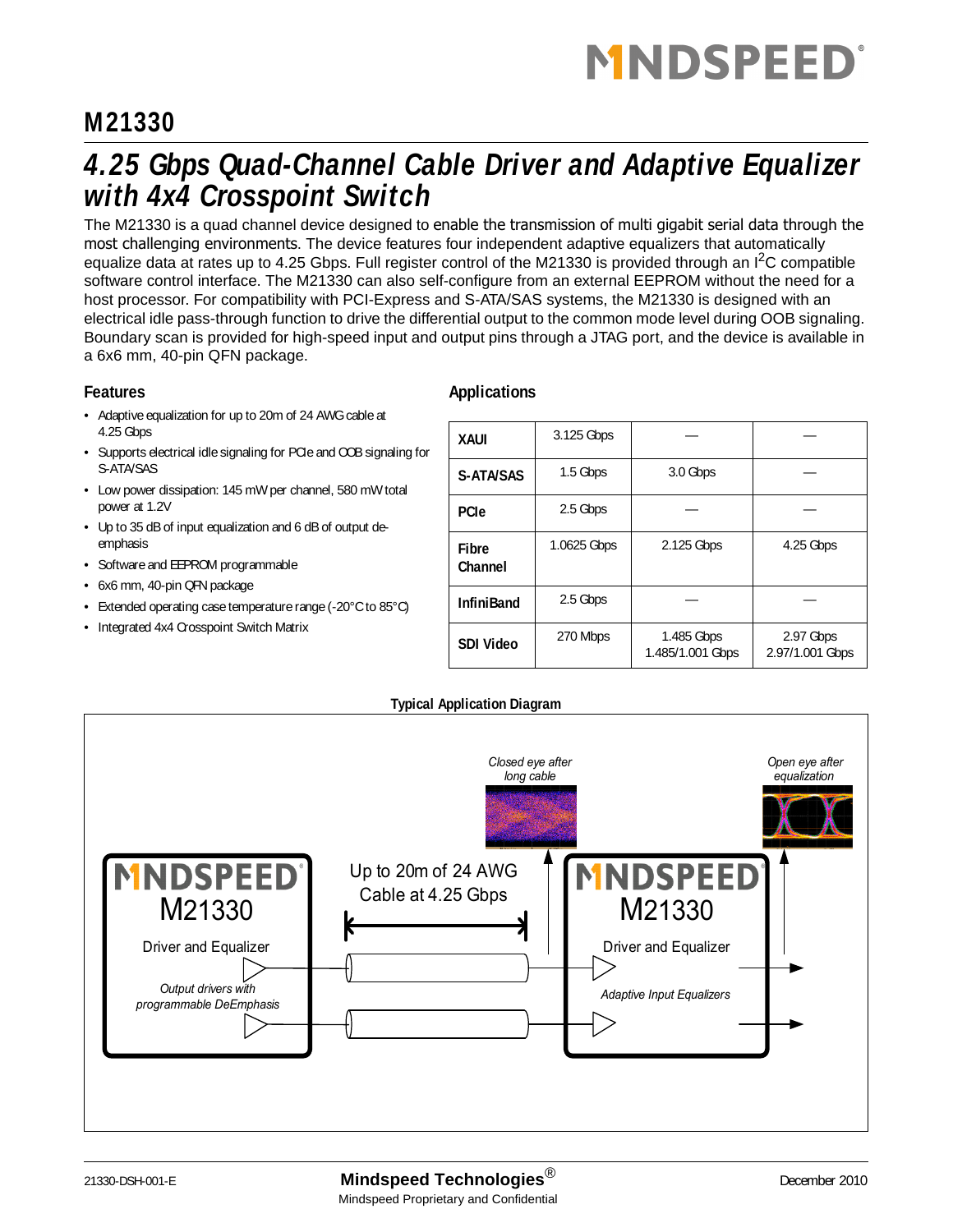# M21330

## 4.25 Gbps Quad-Channel Cable Driver and Adaptive Equalizer with 4x4 Crosspoint Switch

The M21330 is a quad channel device designed to enable the transmission of multi gigabit serial data through the most challenging environments. The device features four independent adaptive equalizers that automatically equalize data at rates up to 4.25 Gbps. Full register control of the M21330 is provided through an I$^2$C compatible software control interface. The M21330 can also self-configure from an external EEPROM without the need for a host processor. For compatibility with PCI-Express and S-ATA/SAS systems, the M21330 is designed with an electrical idle pass-through function to drive the differential output to the common mode level during OOB signaling. Boundary scan is provided for high-speed input and output pins through a JTAG port, and the device is available in a 6x6 mm, 40-pin QFN package.

### Features

- Adaptive equalization for up to 20m of 24 AWG cable at 4.25 Gbps
- Supports electrical idle signaling for PCIe and OOB signaling for S-ATA/SAS
- Low power dissipation: 145 mW per channel, 580 mW total power at 1.2V
- Up to 35 dB of input equalization and 6 dB of output de-emphasis
- Software and EEPROM programmable
- 6x6 mm, 40-pin QFN package
- Extended operating case temperature range (-20°C to 85°C)
- Integrated 4x4 Crosspoint Switch Matrix

### Applications

| | | | |
|---|---|---|---|
| **XAUI** | 3.125 Gbps | — | — |
| **S-ATA/SAS** | 1.5 Gbps | 3.0 Gbps | — |
| **PCIe** | 2.5 Gbps | — | — |
| **Fibre Channel** | 1.0625 Gbps | 2.125 Gbps | 4.25 Gbps |
| **InfiniBand** | 2.5 Gbps | — | — |
| **SDI Video** | 270 Mbps | 1.485 Gbps 1.485/1.001 Gbps | 2.97 Gbps 2.97/1.001 Gbps |

### Typical Application Diagram

*Closed eye after long cable*

*Open eye after equalization*

MINDSPEED M21330 Driver and Equalizer — *Output drivers with programmable DeEmphasis*

Up to 20m of 24 AWG Cable at 4.25 Gbps

MINDSPEED M21330 Driver and Equalizer — *Adaptive Input Equalizers*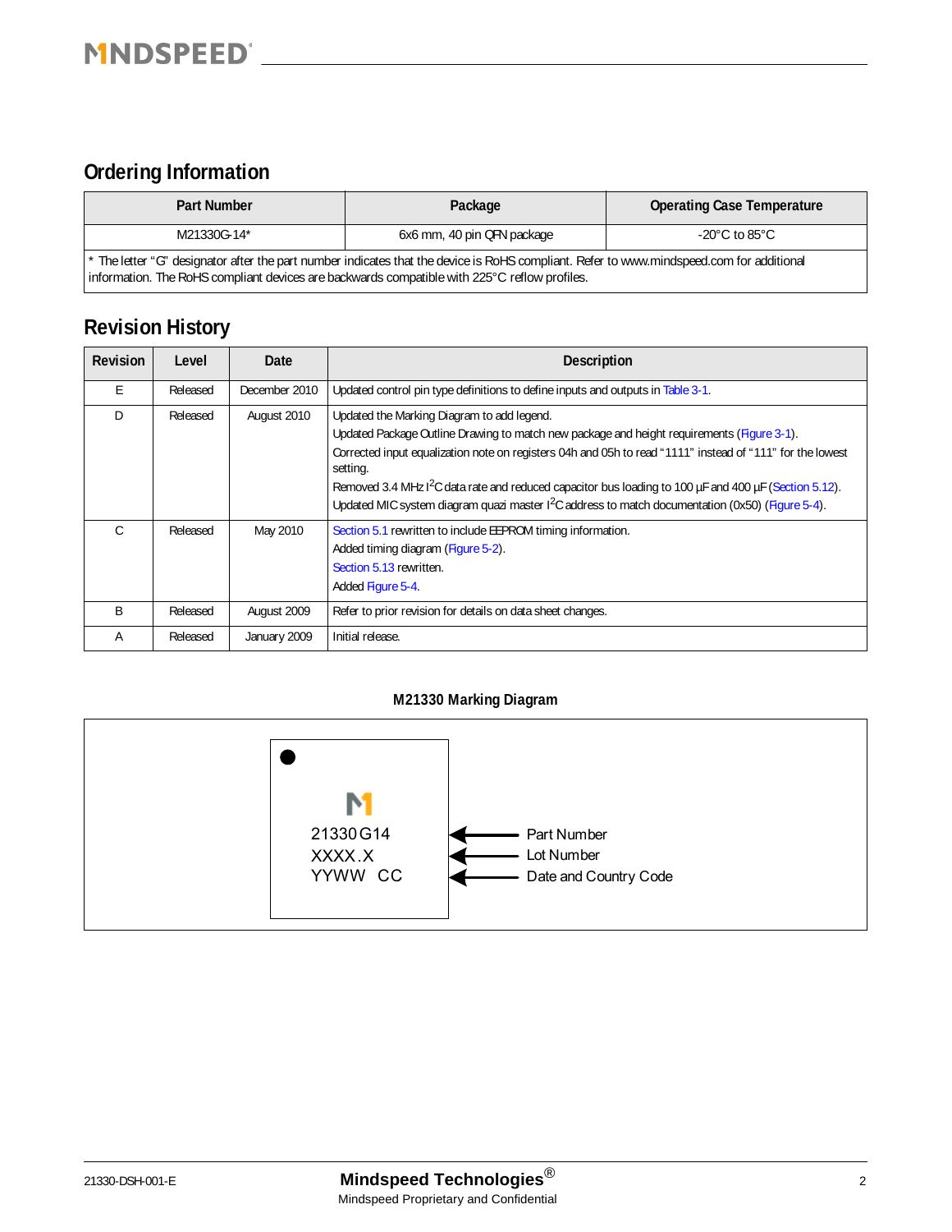## Ordering Information

| Part Number | Package | Operating Case Temperature |
|---|---|---|
| M21330G-14* | 6x6 mm, 40 pin QFN package | -20°C to 85°C |
| * The letter "G" designator after the part number indicates that the device is RoHS compliant. Refer to www.mindspeed.com for additional information. The RoHS compliant devices are backwards compatible with 225°C reflow profiles. | | |

## Revision History

| Revision | Level | Date | Description |
|---|---|---|---|
| E | Released | December 2010 | Updated control pin type definitions to define inputs and outputs in Table 3-1. |
| D | Released | August 2010 | Updated the Marking Diagram to add legend.<br>Updated Package Outline Drawing to match new package and height requirements (Figure 3-1).<br>Corrected input equalization note on registers 04h and 05h to read "1111" instead of "111" for the lowest setting.<br>Removed 3.4 MHz $I^2C$ data rate and reduced capacitor bus loading to 100 µF and 400 µF (Section 5.12).<br>Updated MIC system diagram quazi master $I^2C$ address to match documentation (0x50) (Figure 5-4). |
| C | Released | May 2010 | Section 5.1 rewritten to include EEPROM timing information.<br>Added timing diagram (Figure 5-2).<br>Section 5.13 rewritten.<br>Added Figure 5-4. |
| B | Released | August 2009 | Refer to prior revision for details on data sheet changes. |
| A | Released | January 2009 | Initial release. |

**M21330 Marking Diagram**

21330G14 ← Part Number
XXXX.X ← Lot Number
YYWW CC ← Date and Country Code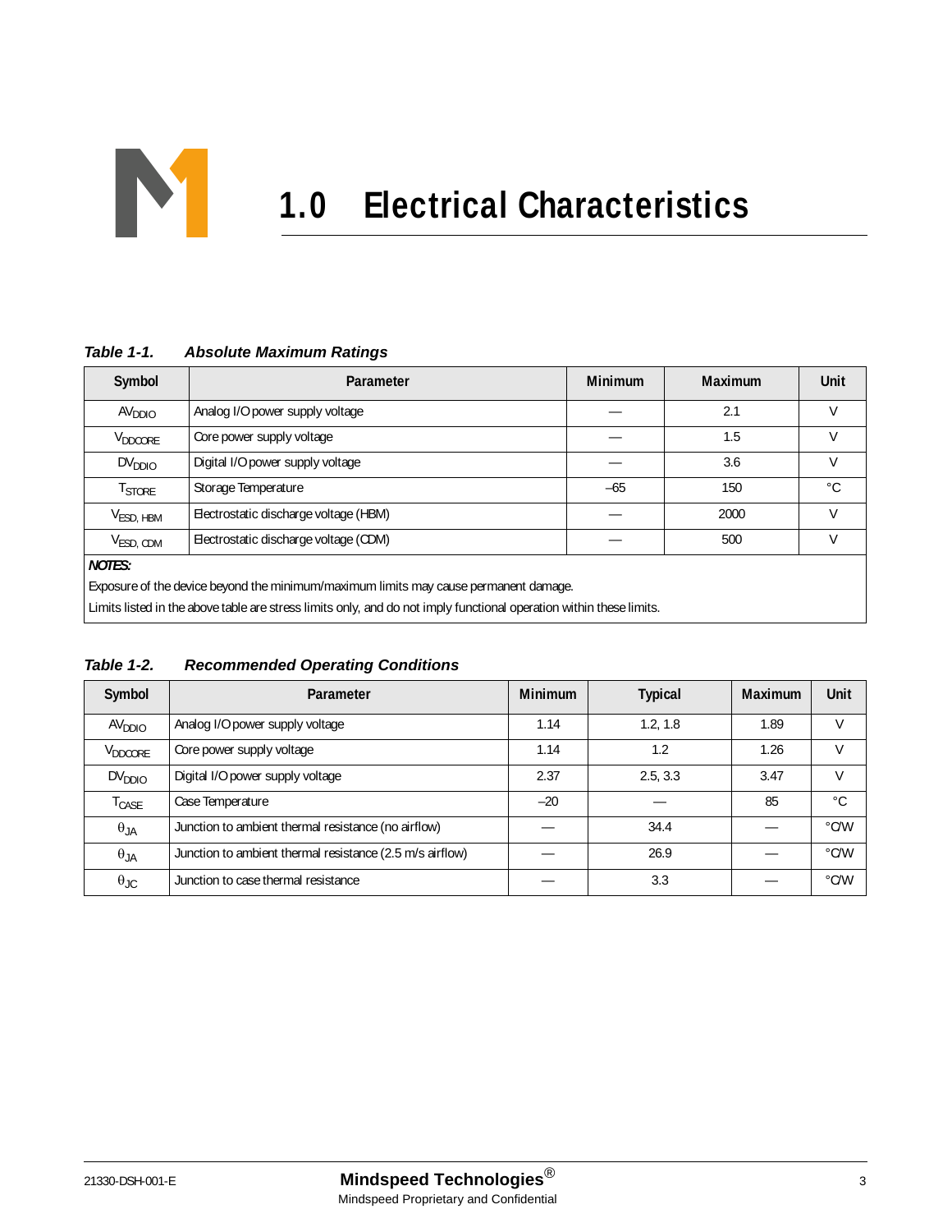# 1.0 Electrical Characteristics

*Table 1-1. Absolute Maximum Ratings*

| Symbol | Parameter | Minimum | Maximum | Unit |
|---|---|---|---|---|
| $AV_{DDIO}$ | Analog I/O power supply voltage | — | 2.1 | V |
| $V_{DDCORE}$ | Core power supply voltage | — | 1.5 | V |
| $DV_{DDIO}$ | Digital I/O power supply voltage | — | 3.6 | V |
| $T_{STORE}$ | Storage Temperature | –65 | 150 | °C |
| $V_{ESD, HBM}$ | Electrostatic discharge voltage (HBM) | — | 2000 | V |
| $V_{ESD, CDM}$ | Electrostatic discharge voltage (CDM) | — | 500 | V |

***NOTES:***

Exposure of the device beyond the minimum/maximum limits may cause permanent damage.

Limits listed in the above table are stress limits only, and do not imply functional operation within these limits.

*Table 1-2. Recommended Operating Conditions*

| Symbol | Parameter | Minimum | Typical | Maximum | Unit |
|---|---|---|---|---|---|
| $AV_{DDIO}$ | Analog I/O power supply voltage | 1.14 | 1.2, 1.8 | 1.89 | V |
| $V_{DDCORE}$ | Core power supply voltage | 1.14 | 1.2 | 1.26 | V |
| $DV_{DDIO}$ | Digital I/O power supply voltage | 2.37 | 2.5, 3.3 | 3.47 | V |
| $T_{CASE}$ | Case Temperature | –20 | — | 85 | °C |
| $\theta_{JA}$ | Junction to ambient thermal resistance (no airflow) | — | 34.4 | — | °C/W |
| $\theta_{JA}$ | Junction to ambient thermal resistance (2.5 m/s airflow) | — | 26.9 | — | °C/W |
| $\theta_{JC}$ | Junction to case thermal resistance | — | 3.3 | — | °C/W |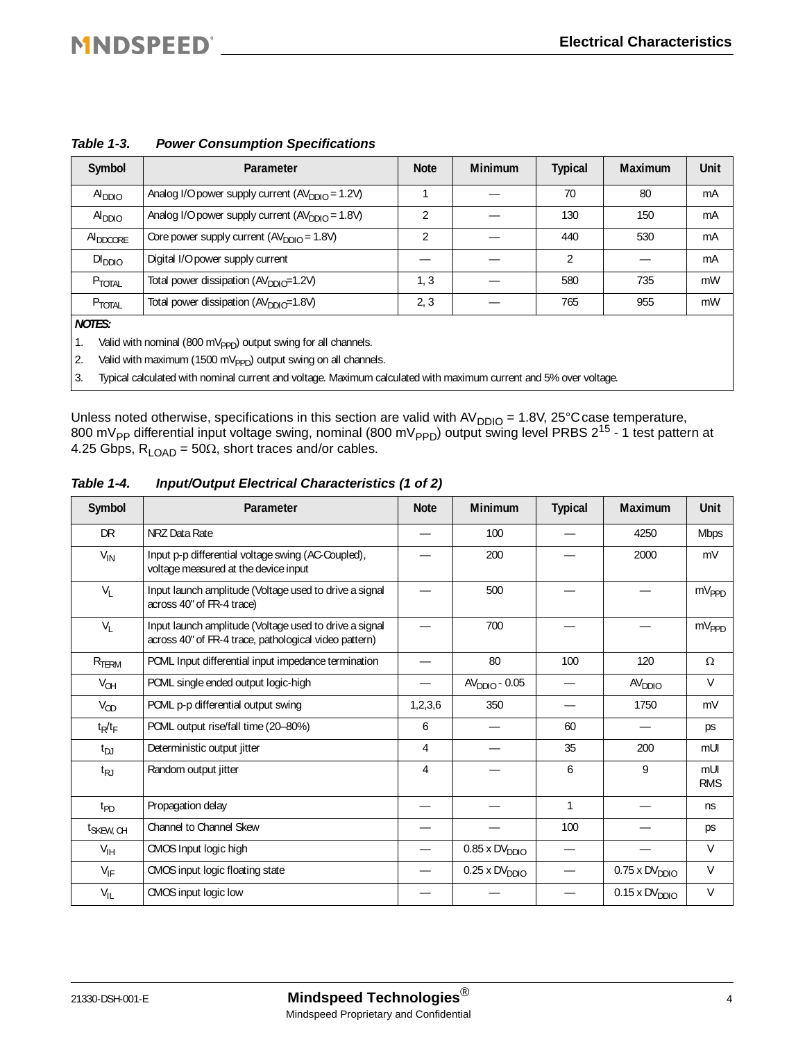*Table 1-3.* ***Power Consumption Specifications***

| Symbol | Parameter | Note | Minimum | Typical | Maximum | Unit |
|---|---|---|---|---|---|---|
| $AI_{DDIO}$ | Analog I/O power supply current ($AV_{DDIO}$ = 1.2V) | 1 | — | 70 | 80 | mA |
| $AI_{DDIO}$ | Analog I/O power supply current ($AV_{DDIO}$ = 1.8V) | 2 | — | 130 | 150 | mA |
| $AI_{DDCORE}$ | Core power supply current ($AV_{DDIO}$ = 1.8V) | 2 | — | 440 | 530 | mA |
| $DI_{DDIO}$ | Digital I/O power supply current | — | — | 2 | — | mA |
| $P_{TOTAL}$ | Total power dissipation ($AV_{DDIO}$=1.2V) | 1, 3 | — | 580 | 735 | mW |
| $P_{TOTAL}$ | Total power dissipation ($AV_{DDIO}$=1.8V) | 2, 3 | — | 765 | 955 | mW |

***NOTES:***

1. Valid with nominal (800 $mV_{PPD}$) output swing for all channels.
2. Valid with maximum (1500 $mV_{PPD}$) output swing on all channels.
3. Typical calculated with nominal current and voltage. Maximum calculated with maximum current and 5% over voltage.

Unless noted otherwise, specifications in this section are valid with $AV_{DDIO}$ = 1.8V, 25°C case temperature, 800 $mV_{PP}$ differential input voltage swing, nominal (800 $mV_{PPD}$) output swing level PRBS $2^{15}$ - 1 test pattern at 4.25 Gbps, $R_{LOAD}$ = 50Ω, short traces and/or cables.

*Table 1-4.* ***Input/Output Electrical Characteristics (1 of 2)***

| Symbol | Parameter | Note | Minimum | Typical | Maximum | Unit |
|---|---|---|---|---|---|---|
| DR | NRZ Data Rate | — | 100 | — | 4250 | Mbps |
| $V_{IN}$ | Input p-p differential voltage swing (AC-Coupled), voltage measured at the device input | — | 200 | — | 2000 | mV |
| $V_L$ | Input launch amplitude (Voltage used to drive a signal across 40" of FR-4 trace) | — | 500 | — | — | $mV_{PPD}$ |
| $V_L$ | Input launch amplitude (Voltage used to drive a signal across 40" of FR-4 trace, pathological video pattern) | — | 700 | — | — | $mV_{PPD}$ |
| $R_{TERM}$ | PCML Input differential input impedance termination | — | 80 | 100 | 120 | Ω |
| $V_{OH}$ | PCML single ended output logic-high | — | $AV_{DDIO}$ - 0.05 | — | $AV_{DDIO}$ | V |
| $V_{OD}$ | PCML p-p differential output swing | 1,2,3,6 | 350 | — | 1750 | mV |
| $t_R/t_F$ | PCML output rise/fall time (20–80%) | 6 | — | 60 | — | ps |
| $t_{DJ}$ | Deterministic output jitter | 4 | — | 35 | 200 | mUI |
| $t_{RJ}$ | Random output jitter | 4 | — | 6 | 9 | mUI RMS |
| $t_{PD}$ | Propagation delay | — | — | 1 | — | ns |
| $t_{SKEW, CH}$ | Channel to Channel Skew | — | — | 100 | — | ps |
| $V_{IH}$ | CMOS Input logic high | — | 0.85 x $DV_{DDIO}$ | — | — | V |
| $V_{IF}$ | CMOS input logic floating state | — | 0.25 x $DV_{DDIO}$ | — | 0.75 x $DV_{DDIO}$ | V |
| $V_{IL}$ | CMOS input logic low | — | — | — | 0.15 x $DV_{DDIO}$ | V |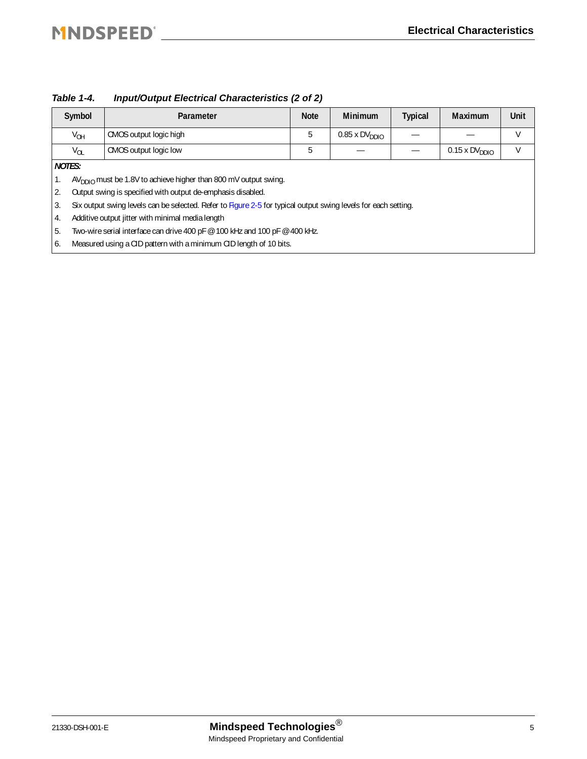*Table 1-4. Input/Output Electrical Characteristics (2 of 2)*

| Symbol | Parameter | Note | Minimum | Typical | Maximum | Unit |
|---|---|---|---|---|---|---|
| $V_{OH}$ | CMOS output logic high | 5 | 0.85 x $DV_{DDIO}$ | — | — | V |
| $V_{OL}$ | CMOS output logic low | 5 | — | — | 0.15 x $DV_{DDIO}$ | V |

***NOTES:***

1. $AV_{DDIO}$ must be 1.8V to achieve higher than 800 mV output swing.
2. Output swing is specified with output de-emphasis disabled.
3. Six output swing levels can be selected. Refer to Figure 2-5 for typical output swing levels for each setting.
4. Additive output jitter with minimal media length
5. Two-wire serial interface can drive 400 pF @ 100 kHz and 100 pF @ 400 kHz.
6. Measured using a CID pattern with a minimum CID length of 10 bits.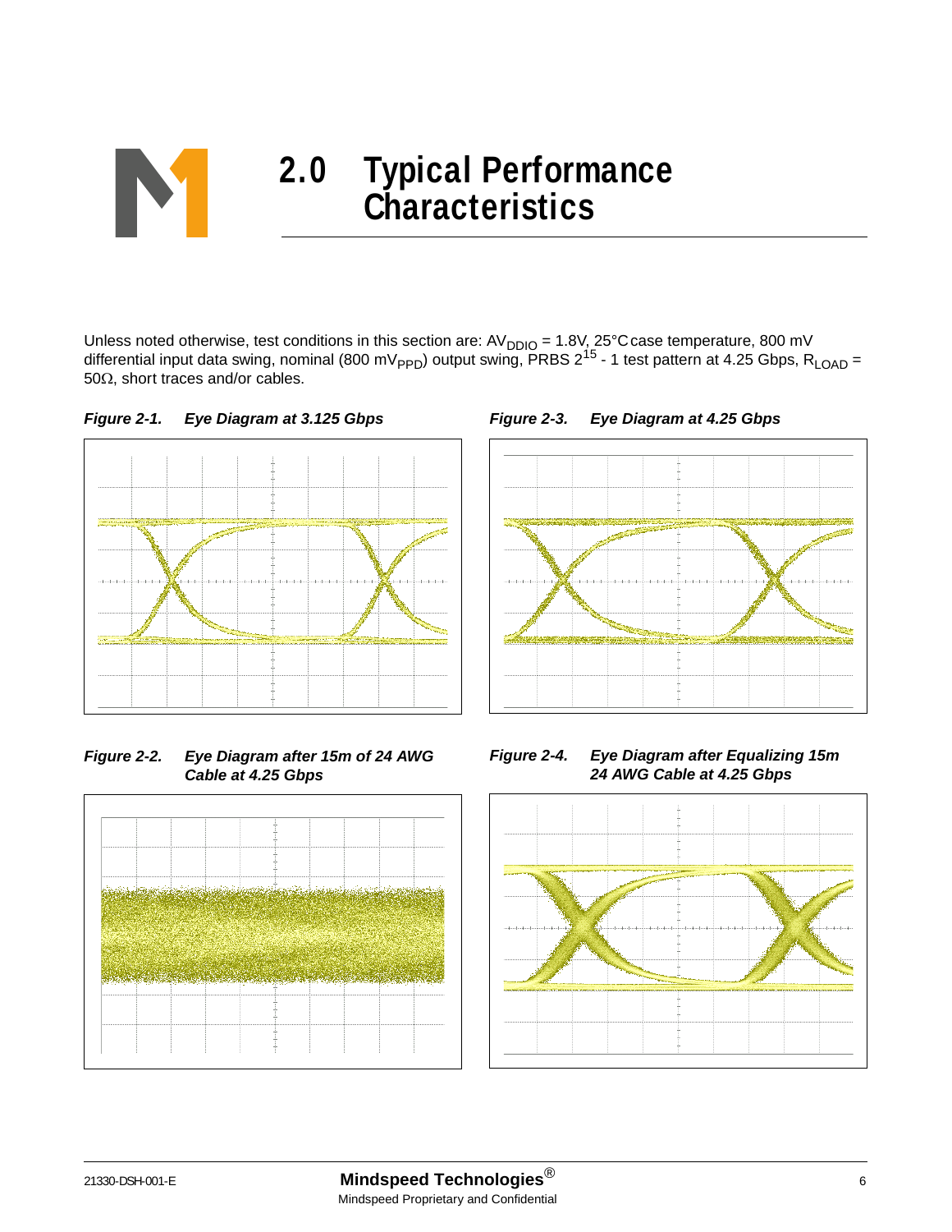# 2.0 Typical Performance Characteristics

Unless noted otherwise, test conditions in this section are: $AV_{DDIO}$ = 1.8V, 25°C case temperature, 800 mV differential input data swing, nominal (800 $mV_{PPD}$) output swing, PRBS $2^{15}$ - 1 test pattern at 4.25 Gbps, $R_{LOAD}$ = 50Ω, short traces and/or cables.

***Figure 2-1. Eye Diagram at 3.125 Gbps***

***Figure 2-3. Eye Diagram at 4.25 Gbps***

***Figure 2-2. Eye Diagram after 15m of 24 AWG Cable at 4.25 Gbps***

***Figure 2-4. Eye Diagram after Equalizing 15m 24 AWG Cable at 4.25 Gbps***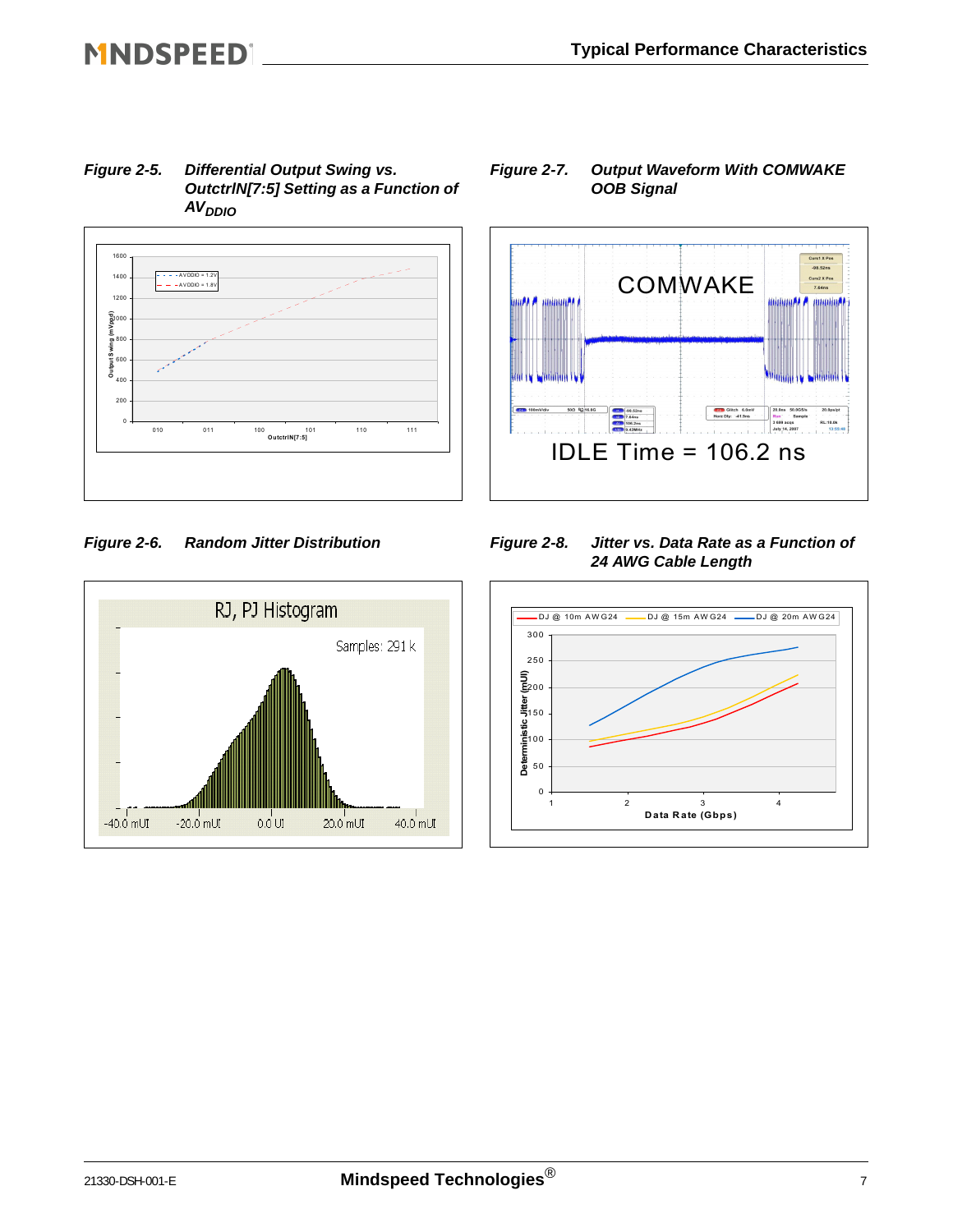*Figure 2-5. Differential Output Swing vs. OutctrlN[7:5] Setting as a Function of $AV_{DDIO}$*

*Figure 2-6. Random Jitter Distribution*

*Figure 2-7. Output Waveform With COMWAKE OOB Signal*

*Figure 2-8. Jitter vs. Data Rate as a Function of 24 AWG Cable Length*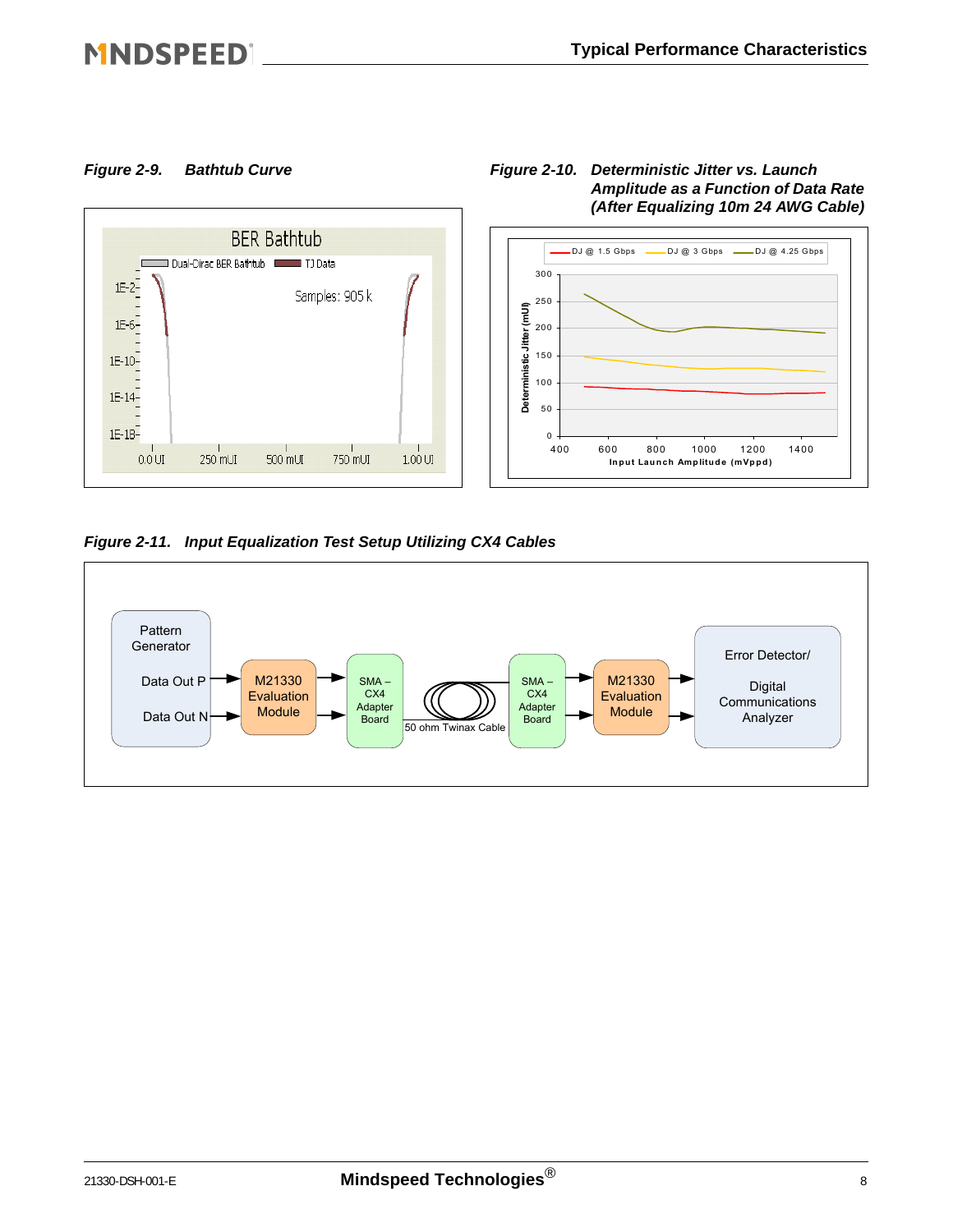*Figure 2-9.	Bathtub Curve*

*Figure 2-10.	Deterministic Jitter vs. Launch Amplitude as a Function of Data Rate (After Equalizing 10m 24 AWG Cable)*

*Figure 2-11.	Input Equalization Test Setup Utilizing CX4 Cables*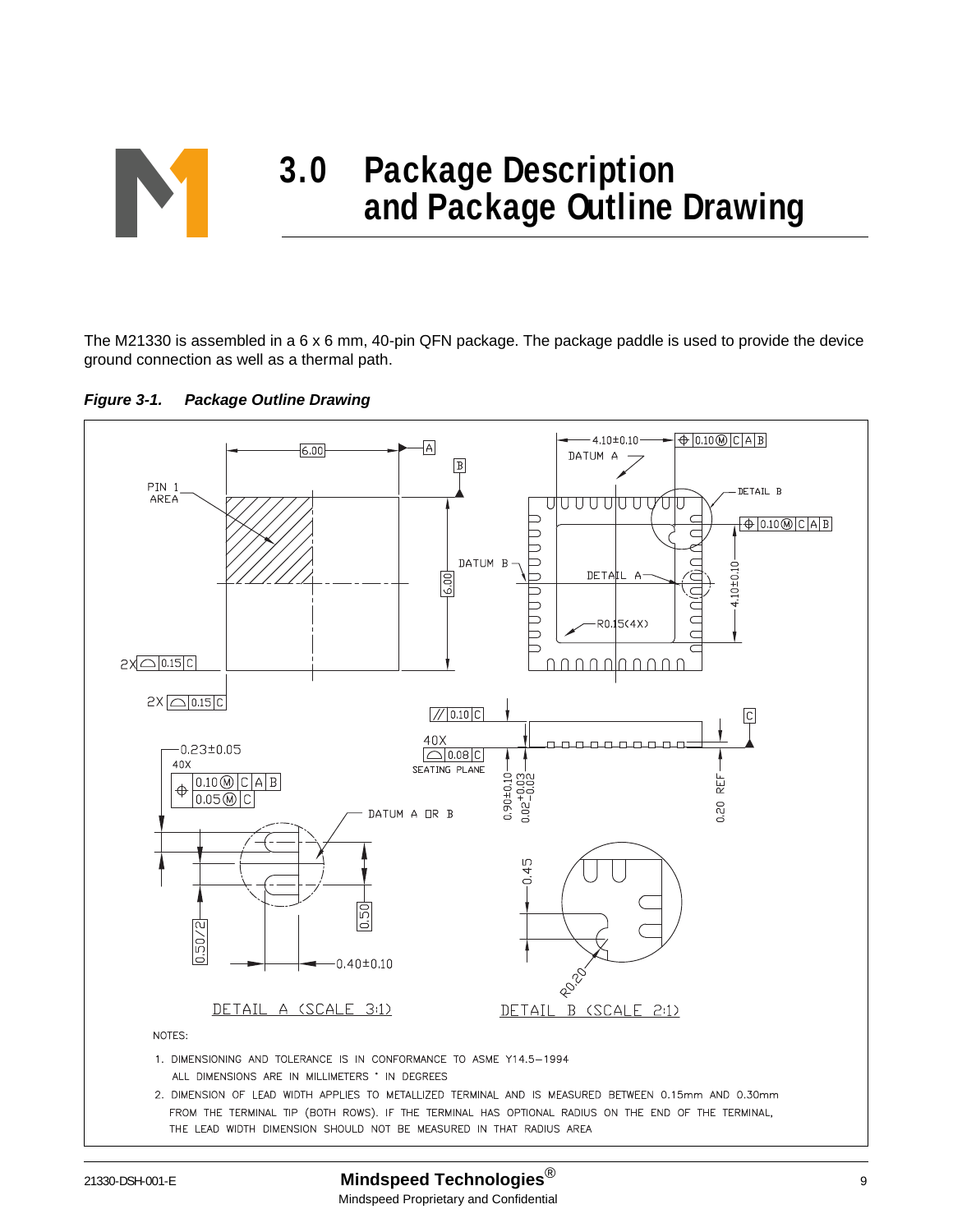# 3.0 Package Description and Package Outline Drawing

The M21330 is assembled in a 6 x 6 mm, 40-pin QFN package. The package paddle is used to provide the device ground connection as well as a thermal path.

***Figure 3-1. Package Outline Drawing***

NOTES:

1. DIMENSIONING AND TOLERANCE IS IN CONFORMANCE TO ASME Y14.5–1994
   ALL DIMENSIONS ARE IN MILLIMETERS ° IN DEGREES
2. DIMENSION OF LEAD WIDTH APPLIES TO METALLIZED TERMINAL AND IS MEASURED BETWEEN 0.15mm AND 0.30mm FROM THE TERMINAL TIP (BOTH ROWS). IF THE TERMINAL HAS OPTIONAL RADIUS ON THE END OF THE TERMINAL, THE LEAD WIDTH DIMENSION SHOULD NOT BE MEASURED IN THAT RADIUS AREA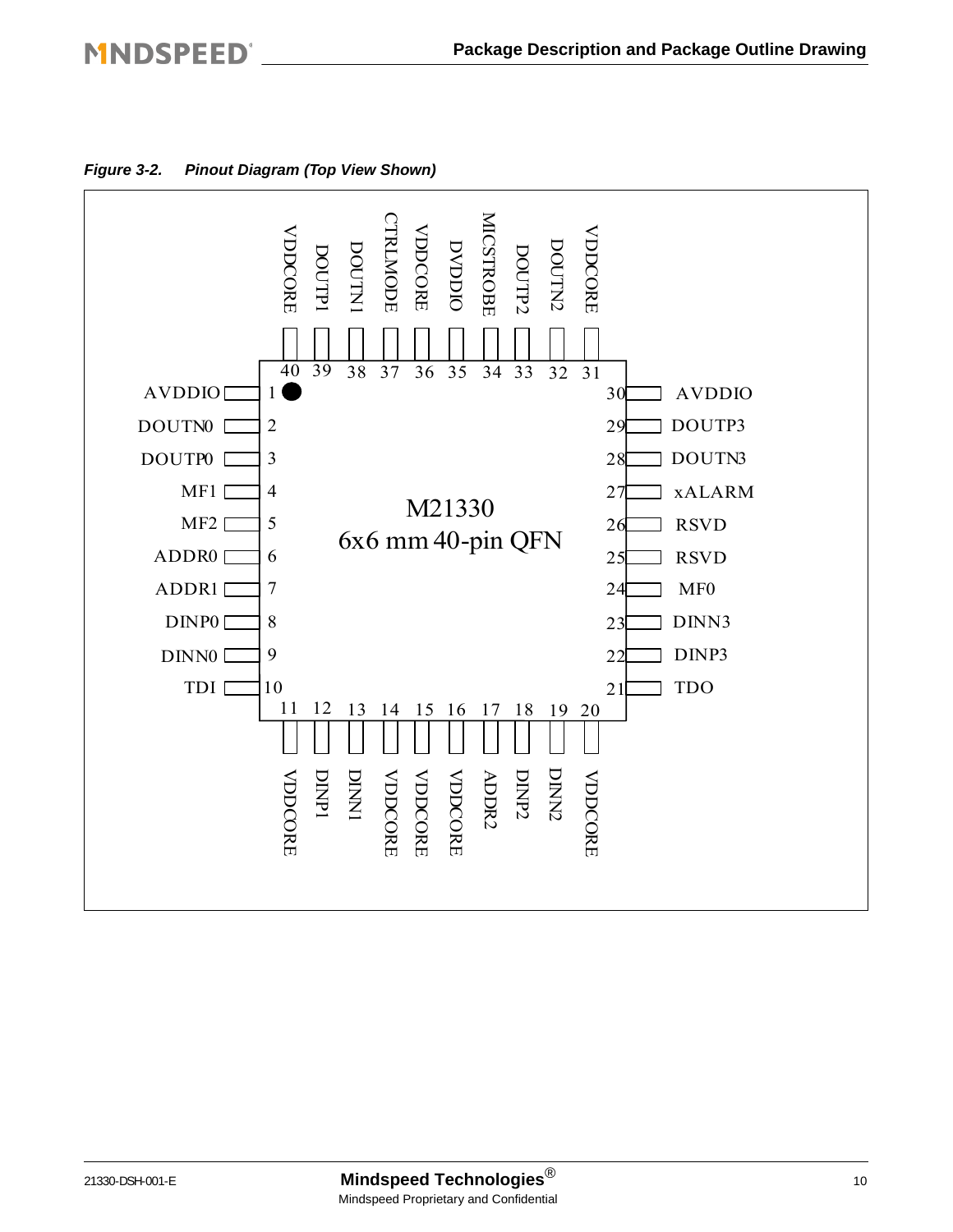***Figure 3-2. Pinout Diagram (Top View Shown)***

M21330
6x6 mm 40-pin QFN

| Pin | Name | Pin | Name |
|---|---|---|---|
| 1 | AVDDIO | 21 | TDO |
| 2 | DOUTN0 | 22 | DINP3 |
| 3 | DOUTP0 | 23 | DINN3 |
| 4 | MF1 | 24 | MF0 |
| 5 | MF2 | 25 | RSVD |
| 6 | ADDR0 | 26 | RSVD |
| 7 | ADDR1 | 27 | xALARM |
| 8 | DINP0 | 28 | DOUTN3 |
| 9 | DINN0 | 29 | DOUTP3 |
| 10 | TDI | 30 | AVDDIO |
| 11 | VDDCORE | 31 | VDDCORE |
| 12 | DINP1 | 32 | DOUTN2 |
| 13 | DINN1 | 33 | DOUTP2 |
| 14 | VDDCORE | 34 | MICSTROBE |
| 15 | VDDCORE | 35 | DVDDIO |
| 16 | VDDCORE | 36 | VDDCORE |
| 17 | ADDR2 | 37 | CTRLMODE |
| 18 | DINP2 | 38 | DOUTN1 |
| 19 | DINN2 | 39 | DOUTP1 |
| 20 | VDDCORE | 40 | VDDCORE |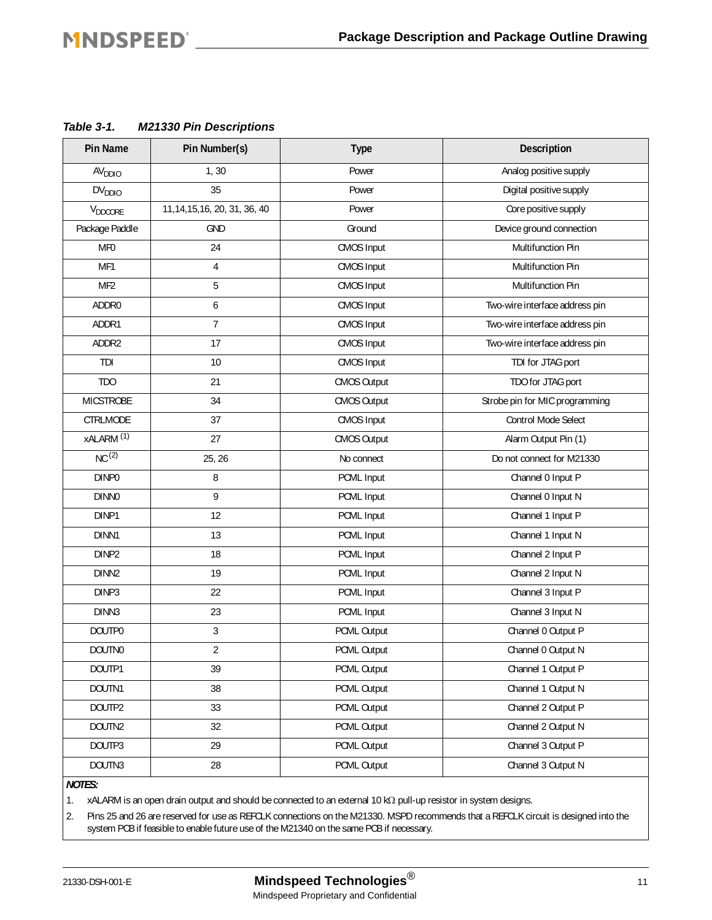*Table 3-1. M21330 Pin Descriptions*

| Pin Name | Pin Number(s) | Type | Description |
|---|---|---|---|
| $AV_{DDIO}$ | 1, 30 | Power | Analog positive supply |
| $DV_{DDIO}$ | 35 | Power | Digital positive supply |
| $V_{DDCORE}$ | 11,14,15,16, 20, 31, 36, 40 | Power | Core positive supply |
| Package Paddle | GND | Ground | Device ground connection |
| MF0 | 24 | CMOS Input | Multifunction Pin |
| MF1 | 4 | CMOS Input | Multifunction Pin |
| MF2 | 5 | CMOS Input | Multifunction Pin |
| ADDR0 | 6 | CMOS Input | Two-wire interface address pin |
| ADDR1 | 7 | CMOS Input | Two-wire interface address pin |
| ADDR2 | 17 | CMOS Input | Two-wire interface address pin |
| TDI | 10 | CMOS Input | TDI for JTAG port |
| TDO | 21 | CMOS Output | TDO for JTAG port |
| MICSTROBE | 34 | CMOS Output | Strobe pin for MIC programming |
| CTRLMODE | 37 | CMOS Input | Control Mode Select |
| xALARM (1) | 27 | CMOS Output | Alarm Output Pin (1) |
| NC (2) | 25, 26 | No connect | Do not connect for M21330 |
| DINP0 | 8 | PCML Input | Channel 0 Input P |
| DINN0 | 9 | PCML Input | Channel 0 Input N |
| DINP1 | 12 | PCML Input | Channel 1 Input P |
| DINN1 | 13 | PCML Input | Channel 1 Input N |
| DINP2 | 18 | PCML Input | Channel 2 Input P |
| DINN2 | 19 | PCML Input | Channel 2 Input N |
| DINP3 | 22 | PCML Input | Channel 3 Input P |
| DINN3 | 23 | PCML Input | Channel 3 Input N |
| DOUTP0 | 3 | PCML Output | Channel 0 Output P |
| DOUTN0 | 2 | PCML Output | Channel 0 Output N |
| DOUTP1 | 39 | PCML Output | Channel 1 Output P |
| DOUTN1 | 38 | PCML Output | Channel 1 Output N |
| DOUTP2 | 33 | PCML Output | Channel 2 Output P |
| DOUTN2 | 32 | PCML Output | Channel 2 Output N |
| DOUTP3 | 29 | PCML Output | Channel 3 Output P |
| DOUTN3 | 28 | PCML Output | Channel 3 Output N |

***NOTES:***

1. xALARM is an open drain output and should be connected to an external 10 kΩ pull-up resistor in system designs.
2. Pins 25 and 26 are reserved for use as REFCLK connections on the M21330. MSPD recommends that a REFCLK circuit is designed into the system PCB if feasible to enable future use of the M21340 on the same PCB if necessary.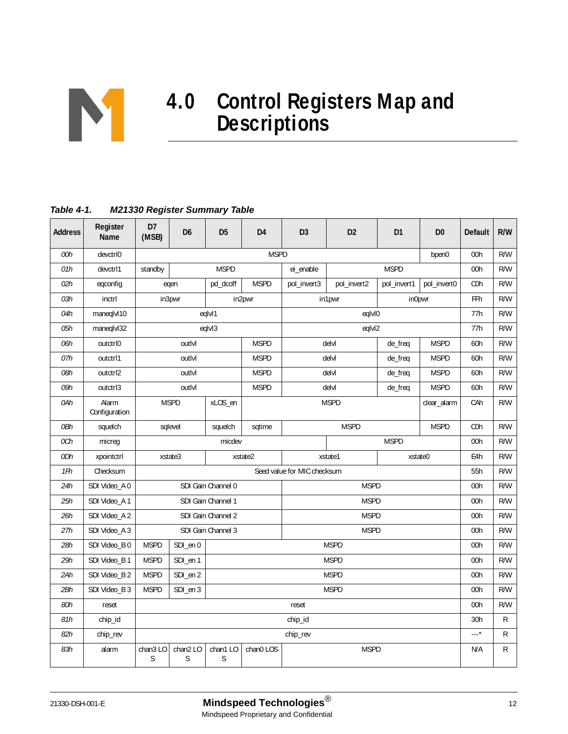# 4.0 Control Registers Map and Descriptions

***Table 4-1. M21330 Register Summary Table***

| Address | Register Name | D7 (MSB) | D6 | D5 | D4 | D3 | D2 | D1 | D0 | Default | R/W |
|---|---|---|---|---|---|---|---|---|---|---|---|
| *00h* | devctrl0 | MSPD | | | | | | | bpen0 | 00h | R/W |
| *01h* | devctrl1 | standby | MSPD | | | ei_enable | MSPD | | | 00h | R/W |
| *02h* | eqconfig | eqen | | pd_dcoff | MSPD | pol_invert3 | pol_invert2 | pol_invert1 | pol_invert0 | C0h | R/W |
| *03h* | inctrl | in3pwr | | in2pwr | | in1pwr | | in0pwr | | FFh | R/W |
| *04h* | maneqlvl10 | eqlvl1 | | | | eqlvl0 | | | | 77h | R/W |
| *05h* | maneqlvl32 | eqlvl3 | | | | eqlvl2 | | | | 77h | R/W |
| *06h* | outctrl0 | outlvl | | | MSPD | delvl | | de_freq | MSPD | 60h | R/W |
| *07h* | outctrl1 | outlvl | | | MSPD | delvl | | de_freq | MSPD | 60h | R/W |
| *08h* | outctrl2 | outlvl | | | MSPD | delvl | | de_freq | MSPD | 60h | R/W |
| *09h* | outctrl3 | outlvl | | | MSPD | delvl | | de_freq | MSPD | 60h | R/W |
| *0Ah* | Alarm Configuration | MSPD | | xLOS_en | MSPD | | | | clear_alarm | CAh | R/W |
| *0Bh* | squelch | sqlevel | | squelch | sqtime | MSPD | | | MSPD | C0h | R/W |
| *0Ch* | micreg | micdev | | | | | MSPD | | | 00h | R/W |
| *0Dh* | xpointctrl | xstate3 | | xstate2 | | xstate1 | | xstate0 | | E4h | R/W |
| *1Fh* | Checksum | Seed value for MIC checksum | | | | | | | | 55h | R/W |
| *24h* | SDI Video_A 0 | SDI Gain Channel 0 | | | | MSPD | | | | 00h | R/W |
| *25h* | SDI Video_A 1 | SDI Gain Channel 1 | | | | MSPD | | | | 00h | R/W |
| *26h* | SDI Video_A 2 | SDI Gain Channel 2 | | | | MSPD | | | | 00h | R/W |
| *27h* | SDI Video_A 3 | SDI Gain Channel 3 | | | | MSPD | | | | 00h | R/W |
| *28h* | SDI Video_B 0 | MSPD | SDI_en 0 | MSPD | | | | | | 00h | R/W |
| *29h* | SDI Video_B 1 | MSPD | SDI_en 1 | MSPD | | | | | | 00h | R/W |
| *2Ah* | SDI Video_B 2 | MSPD | SDI_en 2 | MSPD | | | | | | 00h | R/W |
| *2Bh* | SDI Video_B 3 | MSPD | SDI_en 3 | MSPD | | | | | | 00h | R/W |
| *80h* | reset | reset | | | | | | | | 00h | R/W |
| *81h* | chip_id | chip_id | | | | | | | | 30h | R |
| *82h* | chip_rev | chip_rev | | | | | | | | ---* | R |
| *83h* | alarm | chan3 LOS | chan2 LOS | chan1 LOS | chan0 LOS | MSPD | | | | N/A | R |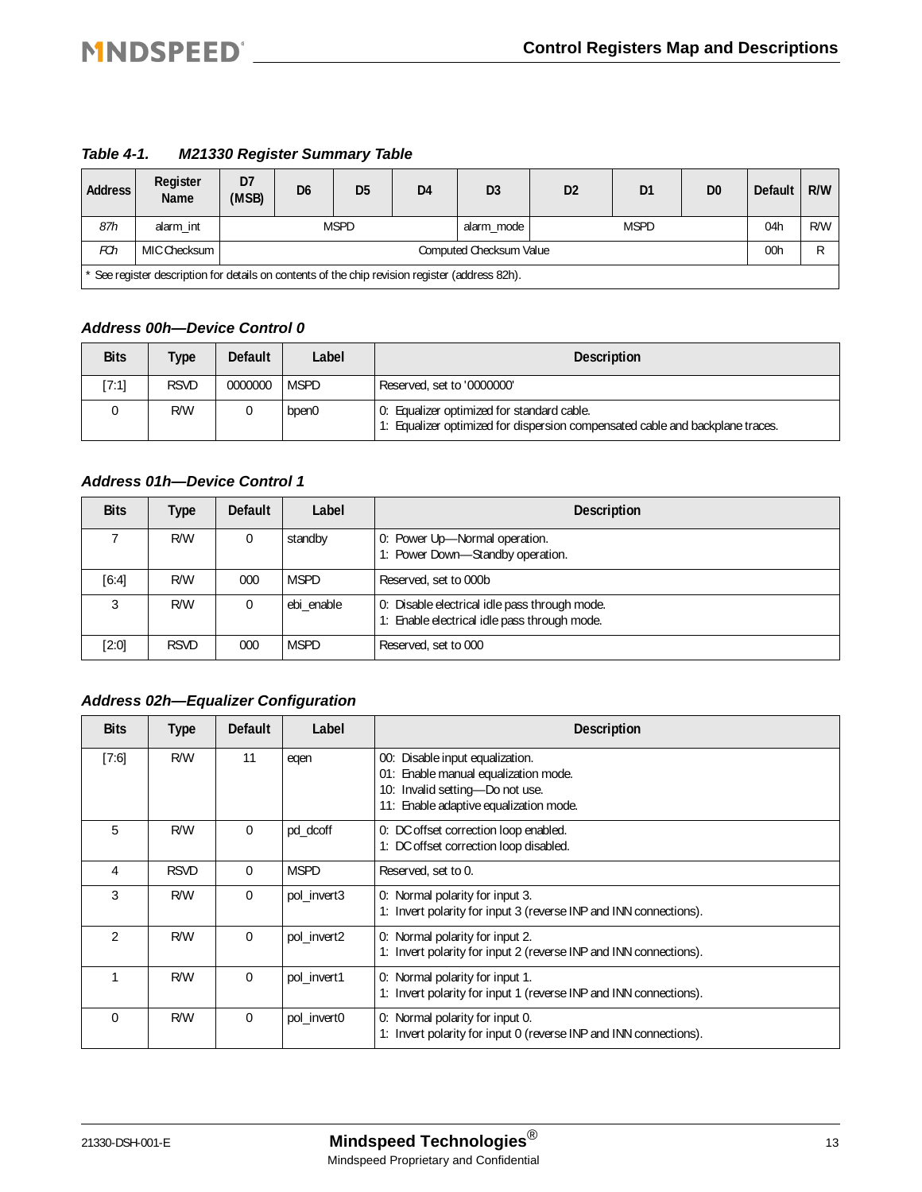### Table 4-1. M21330 Register Summary Table

| Address | Register Name | D7 (MSB) | D6 | D5 | D4 | D3 | D2 | D1 | D0 | Default | R/W |
|---|---|---|---|---|---|---|---|---|---|---|---|
| 87h | alarm_int | MSPD | | | | alarm_mode | MSPD | | | 04h | R/W |
| FCh | MIC Checksum | Computed Checksum Value | | | | | | | | 00h | R |

\* See register description for details on contents of the chip revision register (address 82h).

### Address 00h—Device Control 0

| Bits | Type | Default | Label | Description |
|---|---|---|---|---|
| [7:1] | RSVD | 0000000 | MSPD | Reserved, set to '0000000' |
| 0 | R/W | 0 | bpen0 | 0: Equalizer optimized for standard cable.<br>1: Equalizer optimized for dispersion compensated cable and backplane traces. |

### Address 01h—Device Control 1

| Bits | Type | Default | Label | Description |
|---|---|---|---|---|
| 7 | R/W | 0 | standby | 0: Power Up—Normal operation.<br>1: Power Down—Standby operation. |
| [6:4] | R/W | 000 | MSPD | Reserved, set to 000b |
| 3 | R/W | 0 | ebi_enable | 0: Disable electrical idle pass through mode.<br>1: Enable electrical idle pass through mode. |
| [2:0] | RSVD | 000 | MSPD | Reserved, set to 000 |

### Address 02h—Equalizer Configuration

| Bits | Type | Default | Label | Description |
|---|---|---|---|---|
| [7:6] | R/W | 11 | eqen | 00: Disable input equalization.<br>01: Enable manual equalization mode.<br>10: Invalid setting—Do not use.<br>11: Enable adaptive equalization mode. |
| 5 | R/W | 0 | pd_dcoff | 0: DC offset correction loop enabled.<br>1: DC offset correction loop disabled. |
| 4 | RSVD | 0 | MSPD | Reserved, set to 0. |
| 3 | R/W | 0 | pol_invert3 | 0: Normal polarity for input 3.<br>1: Invert polarity for input 3 (reverse INP and INN connections). |
| 2 | R/W | 0 | pol_invert2 | 0: Normal polarity for input 2.<br>1: Invert polarity for input 2 (reverse INP and INN connections). |
| 1 | R/W | 0 | pol_invert1 | 0: Normal polarity for input 1.<br>1: Invert polarity for input 1 (reverse INP and INN connections). |
| 0 | R/W | 0 | pol_invert0 | 0: Normal polarity for input 0.<br>1: Invert polarity for input 0 (reverse INP and INN connections). |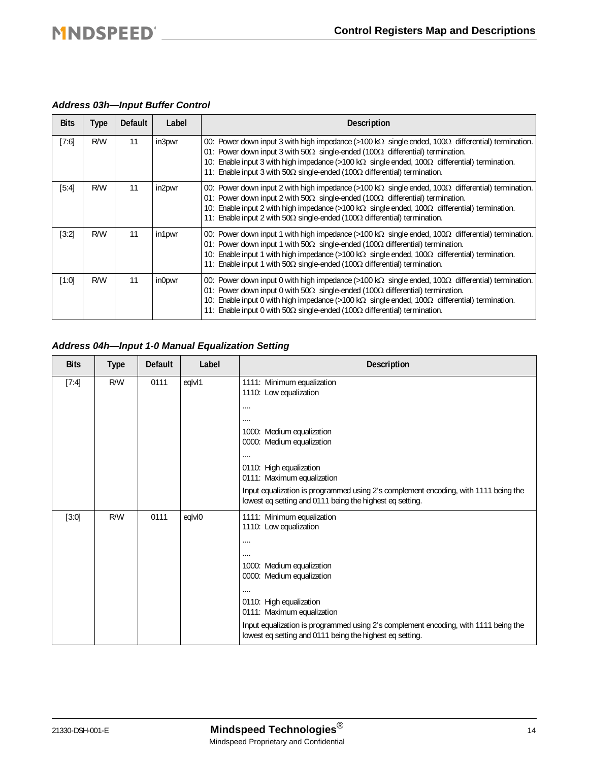### Address 03h—Input Buffer Control

| Bits | Type | Default | Label | Description |
|---|---|---|---|---|
| [7:6] | R/W | 11 | in3pwr | 00: Power down input 3 with high impedance (>100 kΩ single ended, 100Ω differential) termination.<br>01: Power down input 3 with 50Ω single-ended (100Ω differential) termination.<br>10: Enable input 3 with high impedance (>100 kΩ single ended, 100Ω differential) termination.<br>11: Enable input 3 with 50Ω single-ended (100Ω differential) termination. |
| [5:4] | R/W | 11 | in2pwr | 00: Power down input 2 with high impedance (>100 kΩ single ended, 100Ω differential) termination.<br>01: Power down input 2 with 50Ω single-ended (100Ω differential) termination.<br>10: Enable input 2 with high impedance (>100 kΩ single ended, 100Ω differential) termination.<br>11: Enable input 2 with 50Ω single-ended (100Ω differential) termination. |
| [3:2] | R/W | 11 | in1pwr | 00: Power down input 1 with high impedance (>100 kΩ single ended, 100Ω differential) termination.<br>01: Power down input 1 with 50Ω single-ended (100Ω differential) termination.<br>10: Enable input 1 with high impedance (>100 kΩ single ended, 100Ω differential) termination.<br>11: Enable input 1 with 50Ω single-ended (100Ω differential) termination. |
| [1:0] | R/W | 11 | in0pwr | 00: Power down input 0 with high impedance (>100 kΩ single ended, 100Ω differential) termination.<br>01: Power down input 0 with 50Ω single-ended (100Ω differential) termination.<br>10: Enable input 0 with high impedance (>100 kΩ single ended, 100Ω differential) termination.<br>11: Enable input 0 with 50Ω single-ended (100Ω differential) termination. |

### Address 04h—Input 1-0 Manual Equalization Setting

| Bits | Type | Default | Label | Description |
|---|---|---|---|---|
| [7:4] | R/W | 0111 | eqlvl1 | 1111: Minimum equalization<br>1110: Low equalization<br>....<br>....<br>1000: Medium equalization<br>0000: Medium equalization<br>....<br>0110: High equalization<br>0111: Maximum equalization<br>Input equalization is programmed using 2's complement encoding, with 1111 being the lowest eq setting and 0111 being the highest eq setting. |
| [3:0] | R/W | 0111 | eqlvl0 | 1111: Minimum equalization<br>1110: Low equalization<br>....<br>....<br>1000: Medium equalization<br>0000: Medium equalization<br>....<br>0110: High equalization<br>0111: Maximum equalization<br>Input equalization is programmed using 2's complement encoding, with 1111 being the lowest eq setting and 0111 being the highest eq setting. |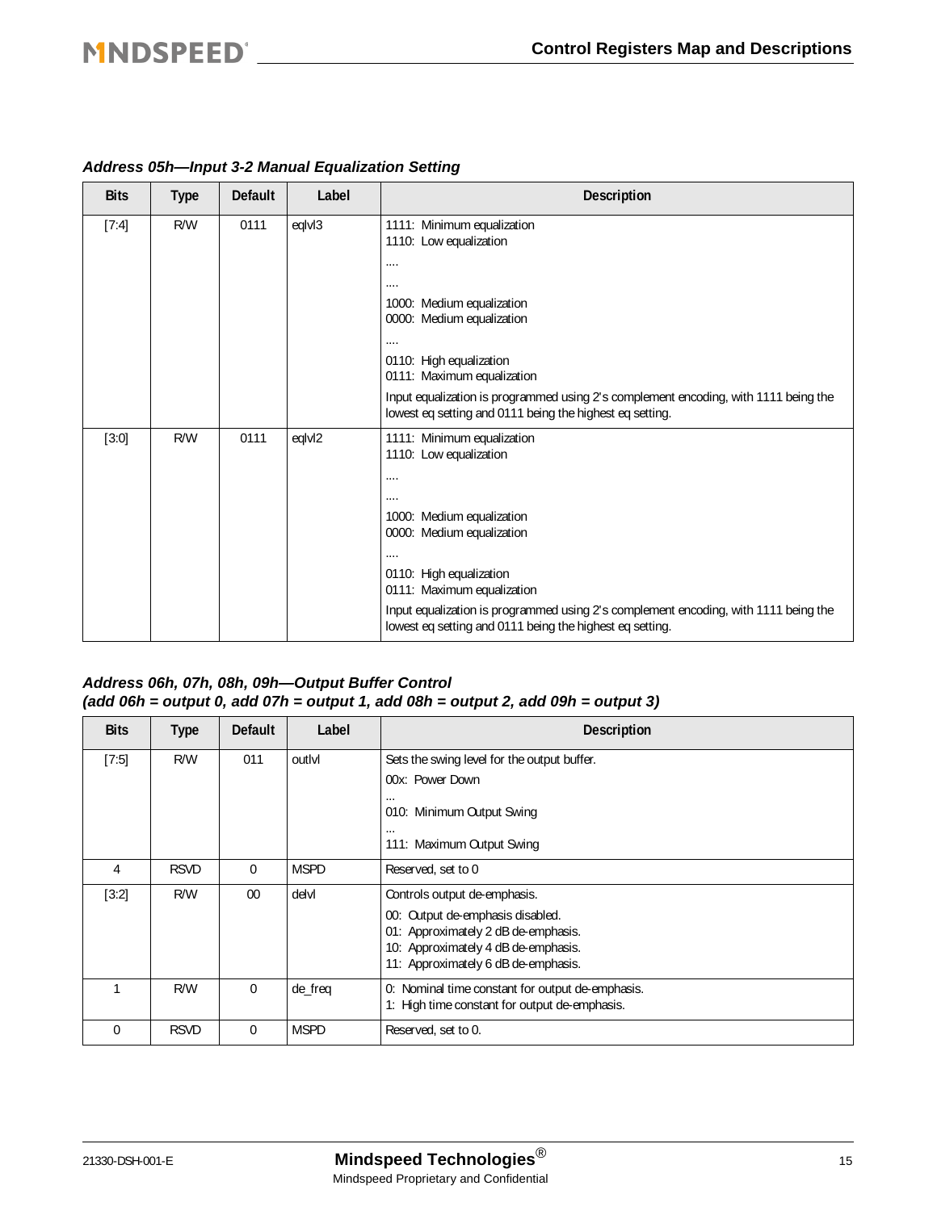### Address 05h—Input 3-2 Manual Equalization Setting

| Bits | Type | Default | Label | Description |
|---|---|---|---|---|
| [7:4] | R/W | 0111 | eqlvl3 | 1111: Minimum equalization<br>1110: Low equalization<br>....<br>....<br>1000: Medium equalization<br>0000: Medium equalization<br>....<br>0110: High equalization<br>0111: Maximum equalization<br>Input equalization is programmed using 2's complement encoding, with 1111 being the lowest eq setting and 0111 being the highest eq setting. |
| [3:0] | R/W | 0111 | eqlvl2 | 1111: Minimum equalization<br>1110: Low equalization<br>....<br>....<br>1000: Medium equalization<br>0000: Medium equalization<br>....<br>0110: High equalization<br>0111: Maximum equalization<br>Input equalization is programmed using 2's complement encoding, with 1111 being the lowest eq setting and 0111 being the highest eq setting. |

### Address 06h, 07h, 08h, 09h—Output Buffer Control (add 06h = output 0, add 07h = output 1, add 08h = output 2, add 09h = output 3)

| Bits | Type | Default | Label | Description |
|---|---|---|---|---|
| [7:5] | R/W | 011 | outlvl | Sets the swing level for the output buffer.<br>00x: Power Down<br>...<br>010: Minimum Output Swing<br>...<br>111: Maximum Output Swing |
| 4 | RSVD | 0 | MSPD | Reserved, set to 0 |
| [3:2] | R/W | 00 | delvl | Controls output de-emphasis.<br>00: Output de-emphasis disabled.<br>01: Approximately 2 dB de-emphasis.<br>10: Approximately 4 dB de-emphasis.<br>11: Approximately 6 dB de-emphasis. |
| 1 | R/W | 0 | de_freq | 0: Nominal time constant for output de-emphasis.<br>1: High time constant for output de-emphasis. |
| 0 | RSVD | 0 | MSPD | Reserved, set to 0. |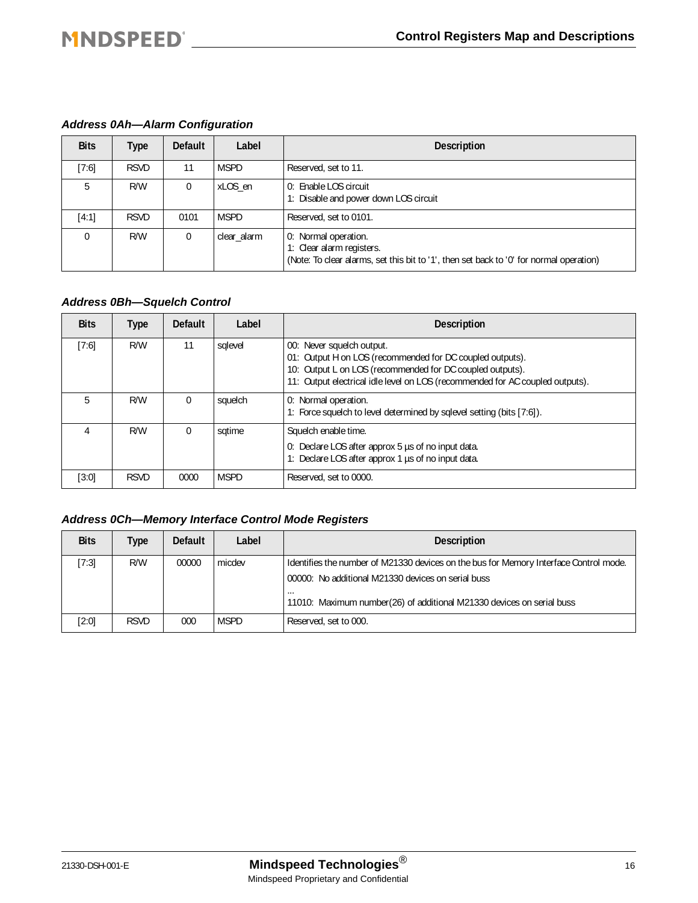### Address 0Ah—Alarm Configuration

| Bits | Type | Default | Label | Description |
|---|---|---|---|---|
| [7:6] | RSVD | 11 | MSPD | Reserved, set to 11. |
| 5 | R/W | 0 | xLOS_en | 0: Enable LOS circuit<br>1: Disable and power down LOS circuit |
| [4:1] | RSVD | 0101 | MSPD | Reserved, set to 0101. |
| 0 | R/W | 0 | clear_alarm | 0: Normal operation.<br>1: Clear alarm registers.<br>(Note: To clear alarms, set this bit to '1', then set back to '0' for normal operation) |

### Address 0Bh—Squelch Control

| Bits | Type | Default | Label | Description |
|---|---|---|---|---|
| [7:6] | R/W | 11 | sqlevel | 00: Never squelch output.<br>01: Output H on LOS (recommended for DC coupled outputs).<br>10: Output L on LOS (recommended for DC coupled outputs).<br>11: Output electrical idle level on LOS (recommended for AC coupled outputs). |
| 5 | R/W | 0 | squelch | 0: Normal operation.<br>1: Force squelch to level determined by sqlevel setting (bits [7:6]). |
| 4 | R/W | 0 | sqtime | Squelch enable time.<br>0: Declare LOS after approx 5 µs of no input data.<br>1: Declare LOS after approx 1 µs of no input data. |
| [3:0] | RSVD | 0000 | MSPD | Reserved, set to 0000. |

### Address 0Ch—Memory Interface Control Mode Registers

| Bits | Type | Default | Label | Description |
|---|---|---|---|---|
| [7:3] | R/W | 00000 | micdev | Identifies the number of M21330 devices on the bus for Memory Interface Control mode.<br>00000: No additional M21330 devices on serial buss<br>...<br>11010: Maximum number(26) of additional M21330 devices on serial buss |
| [2:0] | RSVD | 000 | MSPD | Reserved, set to 000. |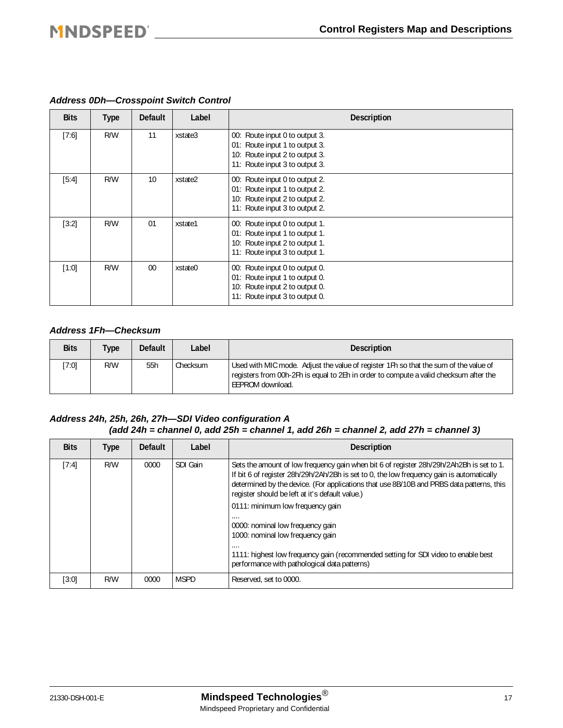### *Address 0Dh—Crosspoint Switch Control*

| Bits | Type | Default | Label | Description |
|---|---|---|---|---|
| [7:6] | R/W | 11 | xstate3 | 00: Route input 0 to output 3.<br>01: Route input 1 to output 3.<br>10: Route input 2 to output 3.<br>11: Route input 3 to output 3. |
| [5:4] | R/W | 10 | xstate2 | 00: Route input 0 to output 2.<br>01: Route input 1 to output 2.<br>10: Route input 2 to output 2.<br>11: Route input 3 to output 2. |
| [3:2] | R/W | 01 | xstate1 | 00: Route input 0 to output 1.<br>01: Route input 1 to output 1.<br>10: Route input 2 to output 1.<br>11: Route input 3 to output 1. |
| [1:0] | R/W | 00 | xstate0 | 00: Route input 0 to output 0.<br>01: Route input 1 to output 0.<br>10: Route input 2 to output 0.<br>11: Route input 3 to output 0. |

### *Address 1Fh—Checksum*

| Bits | Type | Default | Label | Description |
|---|---|---|---|---|
| [7:0] | R/W | 55h | Checksum | Used with MIC mode. Adjust the value of register 1Fh so that the sum of the value of registers from 00h-2Fh is equal to 2Eh in order to compute a valid checksum after the EEPROM download. |

### *Address 24h, 25h, 26h, 27h—SDI Video configuration A (add 24h = channel 0, add 25h = channel 1, add 26h = channel 2, add 27h = channel 3)*

| Bits | Type | Default | Label | Description |
|---|---|---|---|---|
| [7:4] | R/W | 0000 | SDI Gain | Sets the amount of low frequency gain when bit 6 of register 28h/29h/2Ah/2Bh is set to 1. If bit 6 of register 28h/29h/2Ah/2Bh is set to 0, the low frequency gain is automatically determined by the device. (For applications that use 8B/10B and PRBS data patterns, this register should be left at it's default value.)<br>0111: minimum low frequency gain<br>....<br>0000: nominal low frequency gain<br>1000: nominal low frequency gain<br>....<br>1111: highest low frequency gain (recommended setting for SDI video to enable best performance with pathological data patterns) |
| [3:0] | R/W | 0000 | MSPD | Reserved, set to 0000. |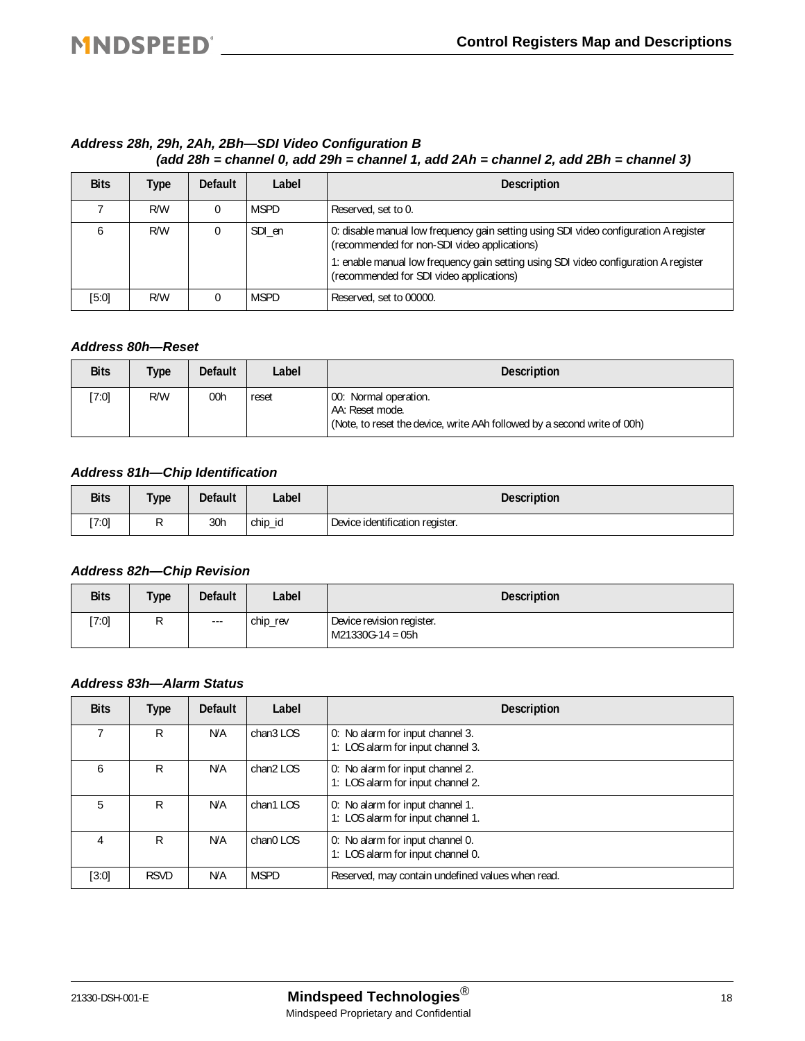### *Address 28h, 29h, 2Ah, 2Bh—SDI Video Configuration B (add 28h = channel 0, add 29h = channel 1, add 2Ah = channel 2, add 2Bh = channel 3)*

| Bits | Type | Default | Label | Description |
|---|---|---|---|---|
| 7 | R/W | 0 | MSPD | Reserved, set to 0. |
| 6 | R/W | 0 | SDI_en | 0: disable manual low frequency gain setting using SDI video configuration A register (recommended for non-SDI video applications)<br>1: enable manual low frequency gain setting using SDI video configuration A register (recommended for SDI video applications) |
| [5:0] | R/W | 0 | MSPD | Reserved, set to 00000. |

### *Address 80h—Reset*

| Bits | Type | Default | Label | Description |
|---|---|---|---|---|
| [7:0] | R/W | 00h | reset | 00: Normal operation.<br>AA: Reset mode.<br>(Note, to reset the device, write AAh followed by a second write of 00h) |

### *Address 81h—Chip Identification*

| Bits | Type | Default | Label | Description |
|---|---|---|---|---|
| [7:0] | R | 30h | chip_id | Device identification register. |

### *Address 82h—Chip Revision*

| Bits | Type | Default | Label | Description |
|---|---|---|---|---|
| [7:0] | R | --- | chip_rev | Device revision register.<br>M21330G-14 = 05h |

### *Address 83h—Alarm Status*

| Bits | Type | Default | Label | Description |
|---|---|---|---|---|
| 7 | R | N/A | chan3 LOS | 0: No alarm for input channel 3.<br>1: LOS alarm for input channel 3. |
| 6 | R | N/A | chan2 LOS | 0: No alarm for input channel 2.<br>1: LOS alarm for input channel 2. |
| 5 | R | N/A | chan1 LOS | 0: No alarm for input channel 1.<br>1: LOS alarm for input channel 1. |
| 4 | R | N/A | chan0 LOS | 0: No alarm for input channel 0.<br>1: LOS alarm for input channel 0. |
| [3:0] | RSVD | N/A | MSPD | Reserved, may contain undefined values when read. |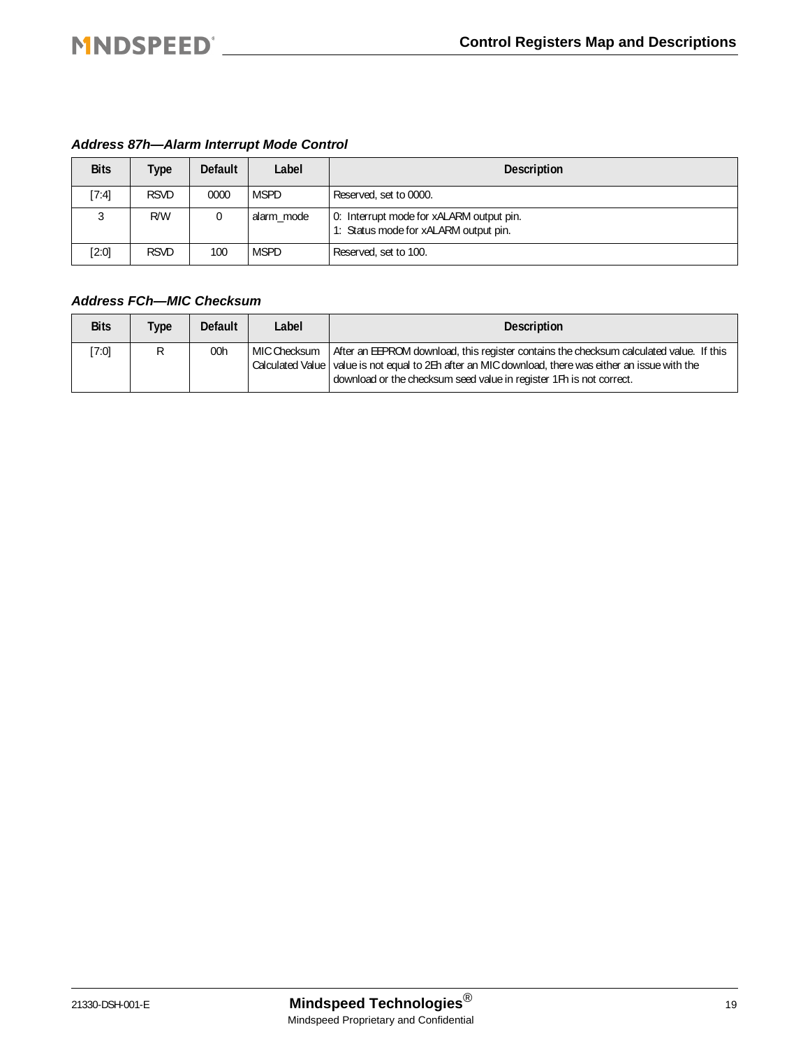### *Address 87h—Alarm Interrupt Mode Control*

| Bits | Type | Default | Label | Description |
|---|---|---|---|---|
| [7:4] | RSVD | 0000 | MSPD | Reserved, set to 0000. |
| 3 | R/W | 0 | alarm_mode | 0: Interrupt mode for xALARM output pin.<br>1: Status mode for xALARM output pin. |
| [2:0] | RSVD | 100 | MSPD | Reserved, set to 100. |

### *Address FCh—MIC Checksum*

| Bits | Type | Default | Label | Description |
|---|---|---|---|---|
| [7:0] | R | 00h | MIC Checksum Calculated Value | After an EEPROM download, this register contains the checksum calculated value. If this value is not equal to 2Eh after an MIC download, there was either an issue with the download or the checksum seed value in register 1Fh is not correct. |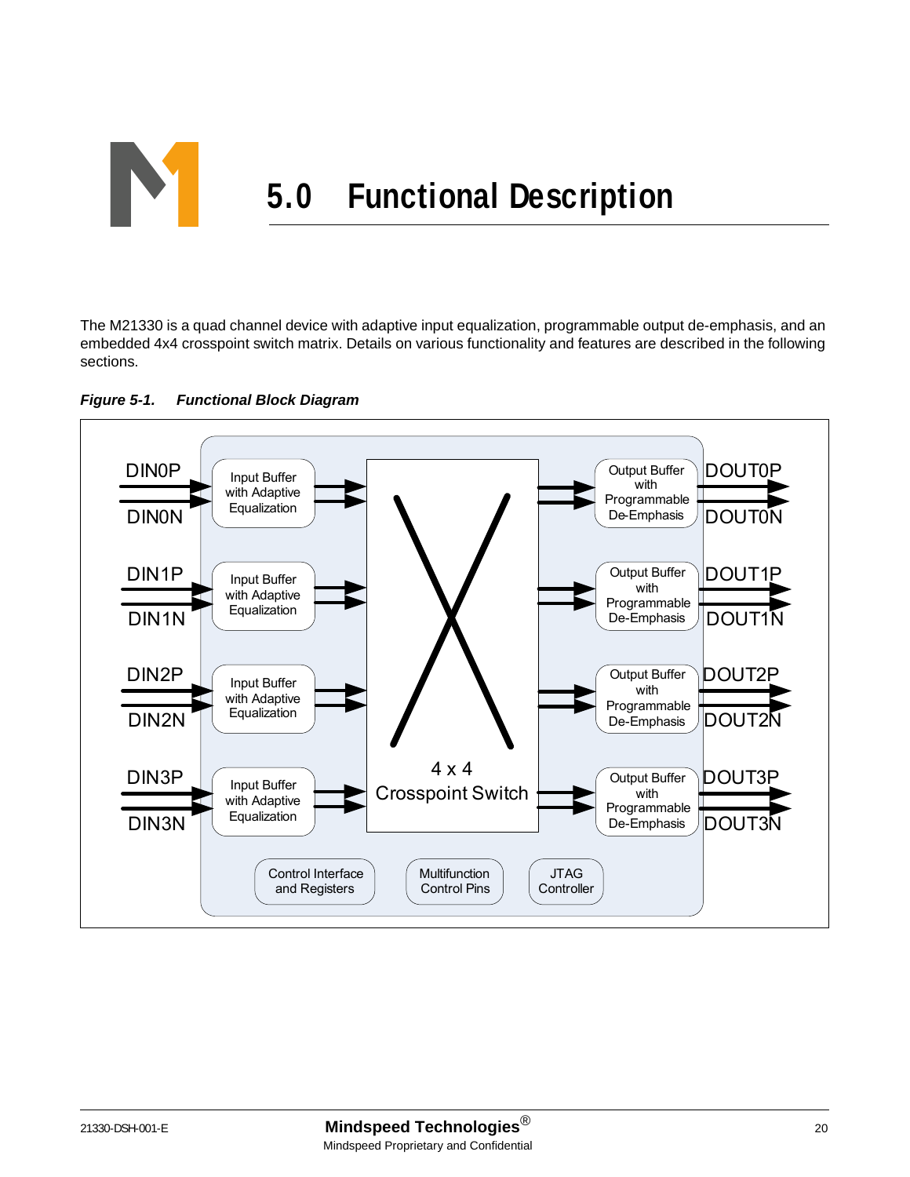# 5.0 Functional Description

The M21330 is a quad channel device with adaptive input equalization, programmable output de-emphasis, and an embedded 4x4 crosspoint switch matrix. Details on various functionality and features are described in the following sections.

***Figure 5-1. Functional Block Diagram***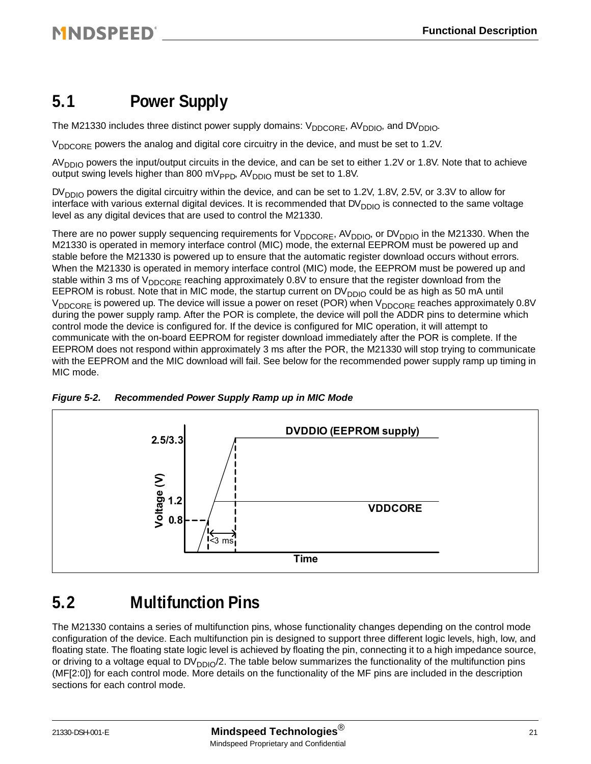## 5.1 Power Supply

The M21330 includes three distinct power supply domains: $V_{DDCORE}$, $AV_{DDIO}$, and $DV_{DDIO}$.

$V_{DDCORE}$ powers the analog and digital core circuitry in the device, and must be set to 1.2V.

$AV_{DDIO}$ powers the input/output circuits in the device, and can be set to either 1.2V or 1.8V. Note that to achieve output swing levels higher than 800 $mV_{PPD}$, $AV_{DDIO}$ must be set to 1.8V.

$DV_{DDIO}$ powers the digital circuitry within the device, and can be set to 1.2V, 1.8V, 2.5V, or 3.3V to allow for interface with various external digital devices. It is recommended that $DV_{DDIO}$ is connected to the same voltage level as any digital devices that are used to control the M21330.

There are no power supply sequencing requirements for $V_{DDCORE}$, $AV_{DDIO}$, or $DV_{DDIO}$ in the M21330. When the M21330 is operated in memory interface control (MIC) mode, the external EEPROM must be powered up and stable before the M21330 is powered up to ensure that the automatic register download occurs without errors. When the M21330 is operated in memory interface control (MIC) mode, the EEPROM must be powered up and stable within 3 ms of $V_{DDCORE}$ reaching approximately 0.8V to ensure that the register download from the EEPROM is robust. Note that in MIC mode, the startup current on $DV_{DDIO}$ could be as high as 50 mA until $V_{DDCORE}$ is powered up. The device will issue a power on reset (POR) when $V_{DDCORE}$ reaches approximately 0.8V during the power supply ramp. After the POR is complete, the device will poll the ADDR pins to determine which control mode the device is configured for. If the device is configured for MIC operation, it will attempt to communicate with the on-board EEPROM for register download immediately after the POR is complete. If the EEPROM does not respond within approximately 3 ms after the POR, the M21330 will stop trying to communicate with the EEPROM and the MIC download will fail. See below for the recommended power supply ramp up timing in MIC mode.

***Figure 5-2. Recommended Power Supply Ramp up in MIC Mode***

## 5.2 Multifunction Pins

The M21330 contains a series of multifunction pins, whose functionality changes depending on the control mode configuration of the device. Each multifunction pin is designed to support three different logic levels, high, low, and floating state. The floating state logic level is achieved by floating the pin, connecting it to a high impedance source, or driving to a voltage equal to $DV_{DDIO}/2$. The table below summarizes the functionality of the multifunction pins (MF[2:0]) for each control mode. More details on the functionality of the MF pins are included in the description sections for each control mode.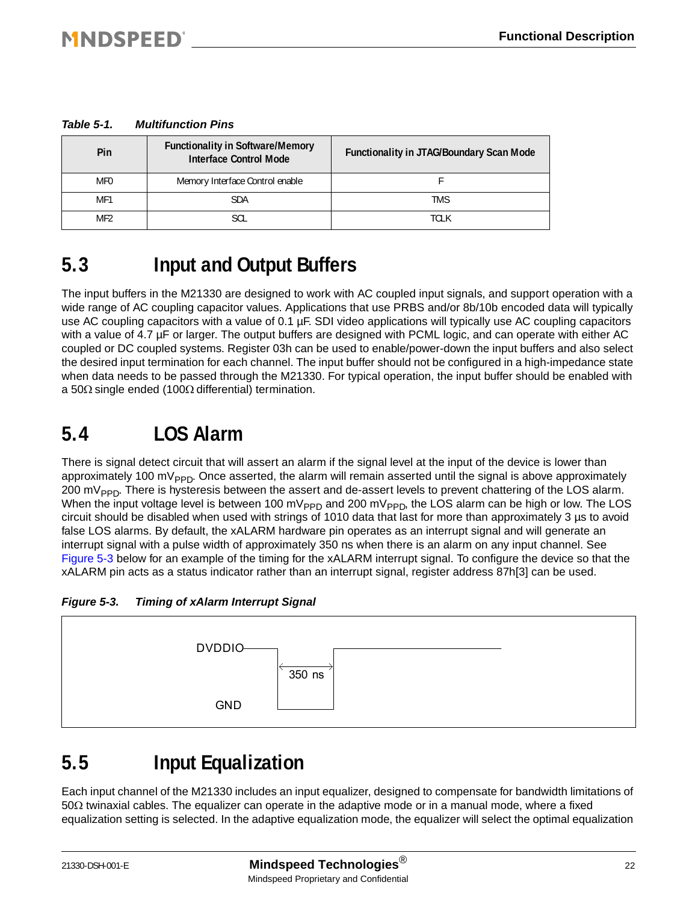*Table 5-1. Multifunction Pins*

| Pin | Functionality in Software/Memory Interface Control Mode | Functionality in JTAG/Boundary Scan Mode |
|---|---|---|
| MF0 | Memory Interface Control enable | F |
| MF1 | SDA | TMS |
| MF2 | SCL | TCLK |

## 5.3 Input and Output Buffers

The input buffers in the M21330 are designed to work with AC coupled input signals, and support operation with a wide range of AC coupling capacitor values. Applications that use PRBS and/or 8b/10b encoded data will typically use AC coupling capacitors with a value of 0.1 µF. SDI video applications will typically use AC coupling capacitors with a value of 4.7 µF or larger. The output buffers are designed with PCML logic, and can operate with either AC coupled or DC coupled systems. Register 03h can be used to enable/power-down the input buffers and also select the desired input termination for each channel. The input buffer should not be configured in a high-impedance state when data needs to be passed through the M21330. For typical operation, the input buffer should be enabled with a 50Ω single ended (100Ω differential) termination.

## 5.4 LOS Alarm

There is signal detect circuit that will assert an alarm if the signal level at the input of the device is lower than approximately 100 $mV_{PPD}$. Once asserted, the alarm will remain asserted until the signal is above approximately 200 $mV_{PPD}$. There is hysteresis between the assert and de-assert levels to prevent chattering of the LOS alarm. When the input voltage level is between 100 $mV_{PPD}$ and 200 $mV_{PPD}$, the LOS alarm can be high or low. The LOS circuit should be disabled when used with strings of 1010 data that last for more than approximately 3 µs to avoid false LOS alarms. By default, the xALARM hardware pin operates as an interrupt signal and will generate an interrupt signal with a pulse width of approximately 350 ns when there is an alarm on any input channel. See Figure 5-3 below for an example of the timing for the xALARM interrupt signal. To configure the device so that the xALARM pin acts as a status indicator rather than an interrupt signal, register address 87h[3] can be used.

*Figure 5-3. Timing of xAlarm Interrupt Signal*

DVDDIO
350 ns
GND

## 5.5 Input Equalization

Each input channel of the M21330 includes an input equalizer, designed to compensate for bandwidth limitations of 50Ω twinaxial cables. The equalizer can operate in the adaptive mode or in a manual mode, where a fixed equalization setting is selected. In the adaptive equalization mode, the equalizer will select the optimal equalization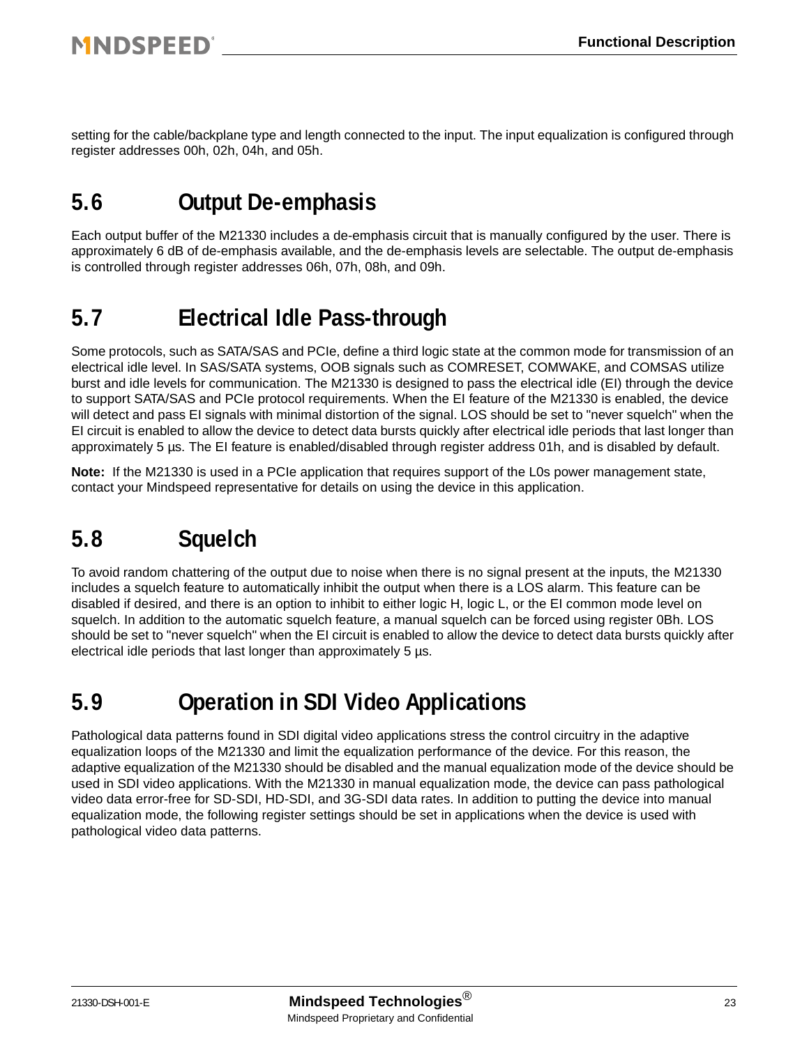setting for the cable/backplane type and length connected to the input. The input equalization is configured through register addresses 00h, 02h, 04h, and 05h.

## 5.6 Output De-emphasis

Each output buffer of the M21330 includes a de-emphasis circuit that is manually configured by the user. There is approximately 6 dB of de-emphasis available, and the de-emphasis levels are selectable. The output de-emphasis is controlled through register addresses 06h, 07h, 08h, and 09h.

## 5.7 Electrical Idle Pass-through

Some protocols, such as SATA/SAS and PCIe, define a third logic state at the common mode for transmission of an electrical idle level. In SAS/SATA systems, OOB signals such as COMRESET, COMWAKE, and COMSAS utilize burst and idle levels for communication. The M21330 is designed to pass the electrical idle (EI) through the device to support SATA/SAS and PCIe protocol requirements. When the EI feature of the M21330 is enabled, the device will detect and pass EI signals with minimal distortion of the signal. LOS should be set to "never squelch" when the EI circuit is enabled to allow the device to detect data bursts quickly after electrical idle periods that last longer than approximately 5 µs. The EI feature is enabled/disabled through register address 01h, and is disabled by default.

**Note:** If the M21330 is used in a PCIe application that requires support of the L0s power management state, contact your Mindspeed representative for details on using the device in this application.

## 5.8 Squelch

To avoid random chattering of the output due to noise when there is no signal present at the inputs, the M21330 includes a squelch feature to automatically inhibit the output when there is a LOS alarm. This feature can be disabled if desired, and there is an option to inhibit to either logic H, logic L, or the EI common mode level on squelch. In addition to the automatic squelch feature, a manual squelch can be forced using register 0Bh. LOS should be set to "never squelch" when the EI circuit is enabled to allow the device to detect data bursts quickly after electrical idle periods that last longer than approximately 5 µs.

## 5.9 Operation in SDI Video Applications

Pathological data patterns found in SDI digital video applications stress the control circuitry in the adaptive equalization loops of the M21330 and limit the equalization performance of the device. For this reason, the adaptive equalization of the M21330 should be disabled and the manual equalization mode of the device should be used in SDI video applications. With the M21330 in manual equalization mode, the device can pass pathological video data error-free for SD-SDI, HD-SDI, and 3G-SDI data rates. In addition to putting the device into manual equalization mode, the following register settings should be set in applications when the device is used with pathological video data patterns.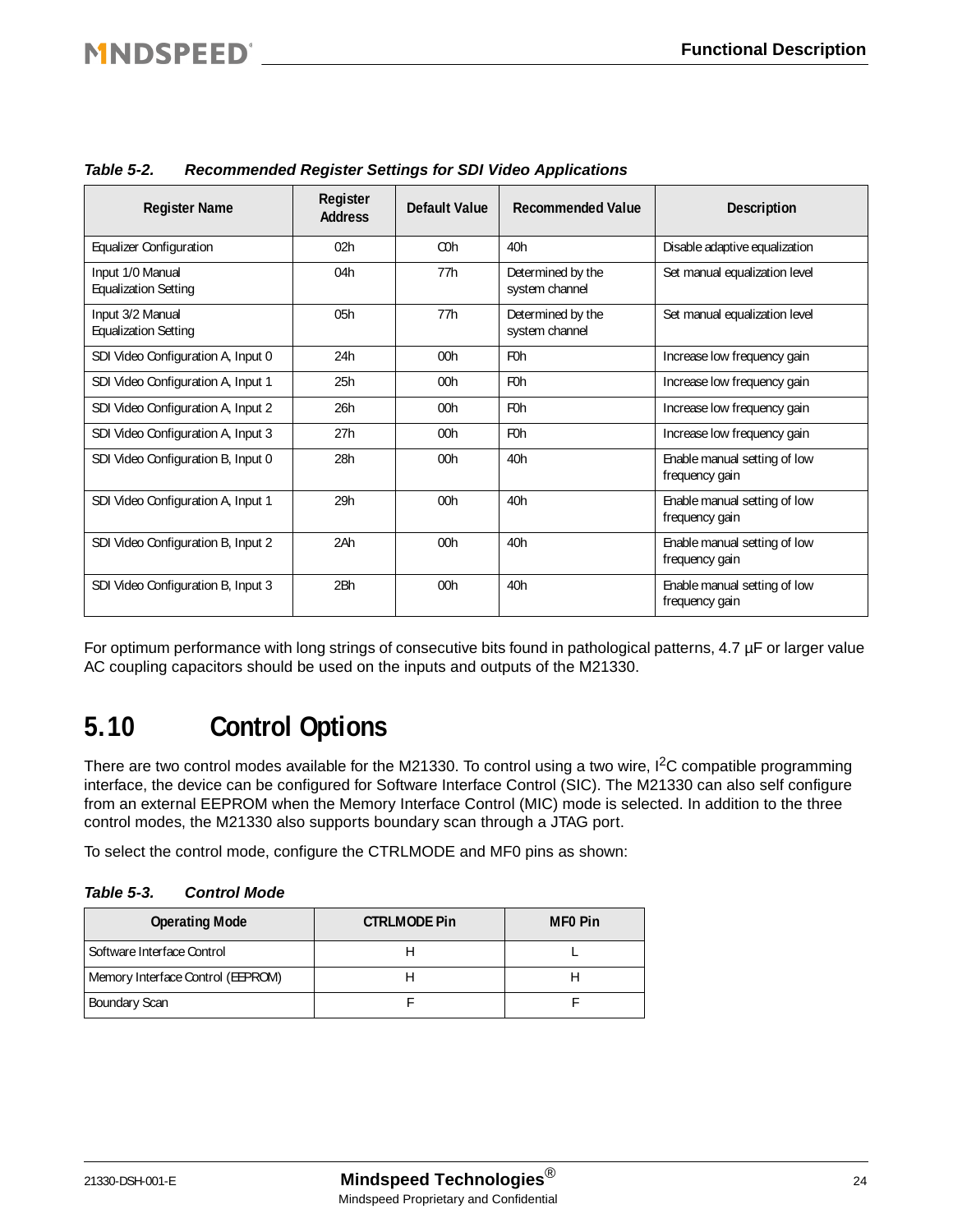*Table 5-2. Recommended Register Settings for SDI Video Applications*

| Register Name | Register Address | Default Value | Recommended Value | Description |
|---|---|---|---|---|
| Equalizer Configuration | 02h | C0h | 40h | Disable adaptive equalization |
| Input 1/0 Manual Equalization Setting | 04h | 77h | Determined by the system channel | Set manual equalization level |
| Input 3/2 Manual Equalization Setting | 05h | 77h | Determined by the system channel | Set manual equalization level |
| SDI Video Configuration A, Input 0 | 24h | 00h | F0h | Increase low frequency gain |
| SDI Video Configuration A, Input 1 | 25h | 00h | F0h | Increase low frequency gain |
| SDI Video Configuration A, Input 2 | 26h | 00h | F0h | Increase low frequency gain |
| SDI Video Configuration A, Input 3 | 27h | 00h | F0h | Increase low frequency gain |
| SDI Video Configuration B, Input 0 | 28h | 00h | 40h | Enable manual setting of low frequency gain |
| SDI Video Configuration A, Input 1 | 29h | 00h | 40h | Enable manual setting of low frequency gain |
| SDI Video Configuration B, Input 2 | 2Ah | 00h | 40h | Enable manual setting of low frequency gain |
| SDI Video Configuration B, Input 3 | 2Bh | 00h | 40h | Enable manual setting of low frequency gain |

For optimum performance with long strings of consecutive bits found in pathological patterns, 4.7 µF or larger value AC coupling capacitors should be used on the inputs and outputs of the M21330.

## 5.10 Control Options

There are two control modes available for the M21330. To control using a two wire, $I^2C$ compatible programming interface, the device can be configured for Software Interface Control (SIC). The M21330 can also self configure from an external EEPROM when the Memory Interface Control (MIC) mode is selected. In addition to the three control modes, the M21330 also supports boundary scan through a JTAG port.

To select the control mode, configure the CTRLMODE and MF0 pins as shown:

*Table 5-3. Control Mode*

| Operating Mode | CTRLMODE Pin | MF0 Pin |
|---|---|---|
| Software Interface Control | H | L |
| Memory Interface Control (EEPROM) | H | H |
| Boundary Scan | F | F |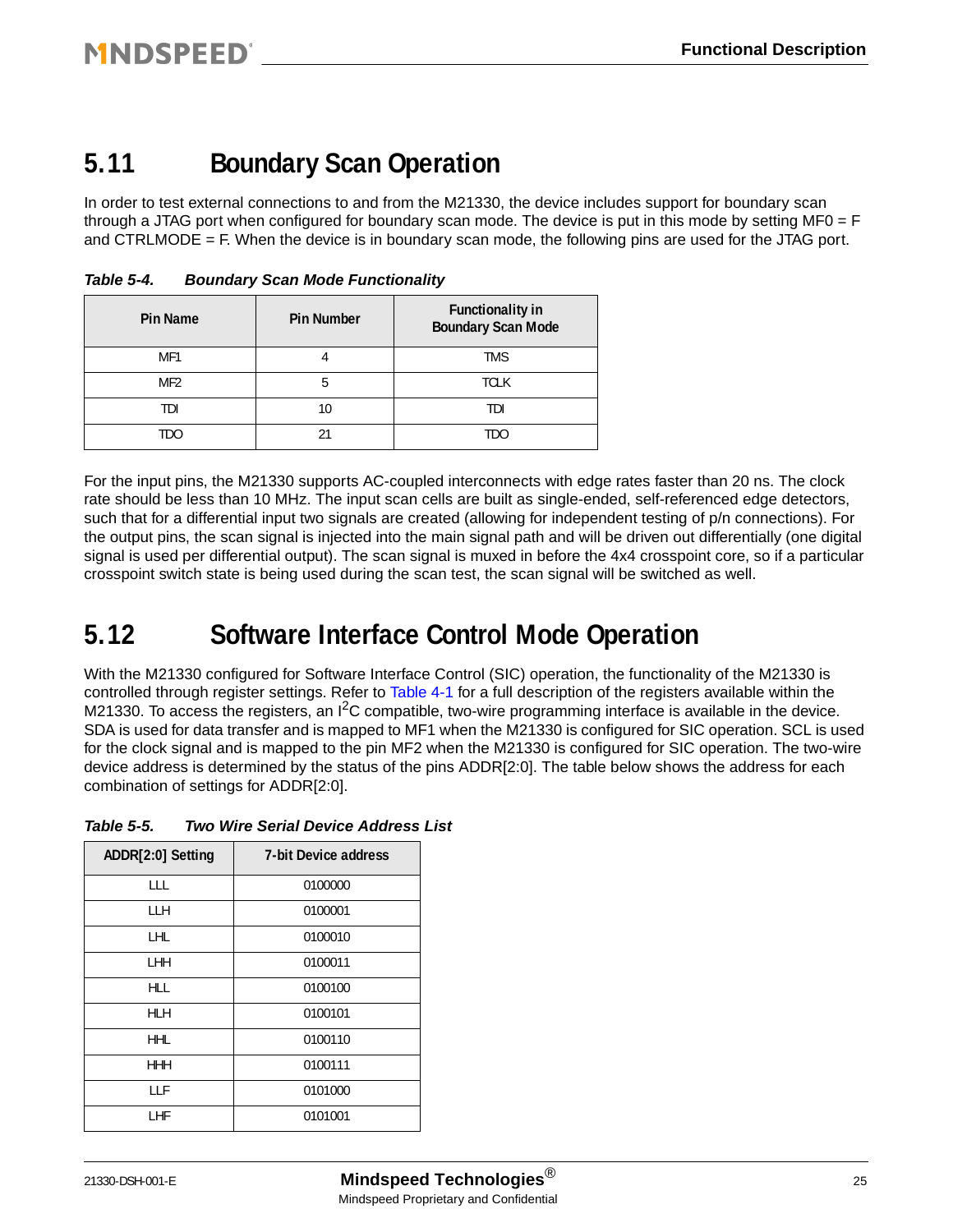## 5.11 Boundary Scan Operation

In order to test external connections to and from the M21330, the device includes support for boundary scan through a JTAG port when configured for boundary scan mode. The device is put in this mode by setting MF0 = F and CTRLMODE = F. When the device is in boundary scan mode, the following pins are used for the JTAG port.

*Table 5-4. Boundary Scan Mode Functionality*

| Pin Name | Pin Number | Functionality in Boundary Scan Mode |
|---|---|---|
| MF1 | 4 | TMS |
| MF2 | 5 | TCLK |
| TDI | 10 | TDI |
| TDO | 21 | TDO |

For the input pins, the M21330 supports AC-coupled interconnects with edge rates faster than 20 ns. The clock rate should be less than 10 MHz. The input scan cells are built as single-ended, self-referenced edge detectors, such that for a differential input two signals are created (allowing for independent testing of p/n connections). For the output pins, the scan signal is injected into the main signal path and will be driven out differentially (one digital signal is used per differential output). The scan signal is muxed in before the 4x4 crosspoint core, so if a particular crosspoint switch state is being used during the scan test, the scan signal will be switched as well.

## 5.12 Software Interface Control Mode Operation

With the M21330 configured for Software Interface Control (SIC) operation, the functionality of the M21330 is controlled through register settings. Refer to Table 4-1 for a full description of the registers available within the M21330. To access the registers, an I$^2$C compatible, two-wire programming interface is available in the device. SDA is used for data transfer and is mapped to MF1 when the M21330 is configured for SIC operation. SCL is used for the clock signal and is mapped to the pin MF2 when the M21330 is configured for SIC operation. The two-wire device address is determined by the status of the pins ADDR[2:0]. The table below shows the address for each combination of settings for ADDR[2:0].

*Table 5-5. Two Wire Serial Device Address List*

| ADDR[2:0] Setting | 7-bit Device address |
|---|---|
| LLL | 0100000 |
| LLH | 0100001 |
| LHL | 0100010 |
| LHH | 0100011 |
| HLL | 0100100 |
| HLH | 0100101 |
| HHL | 0100110 |
| HHH | 0100111 |
| LLF | 0101000 |
| LHF | 0101001 |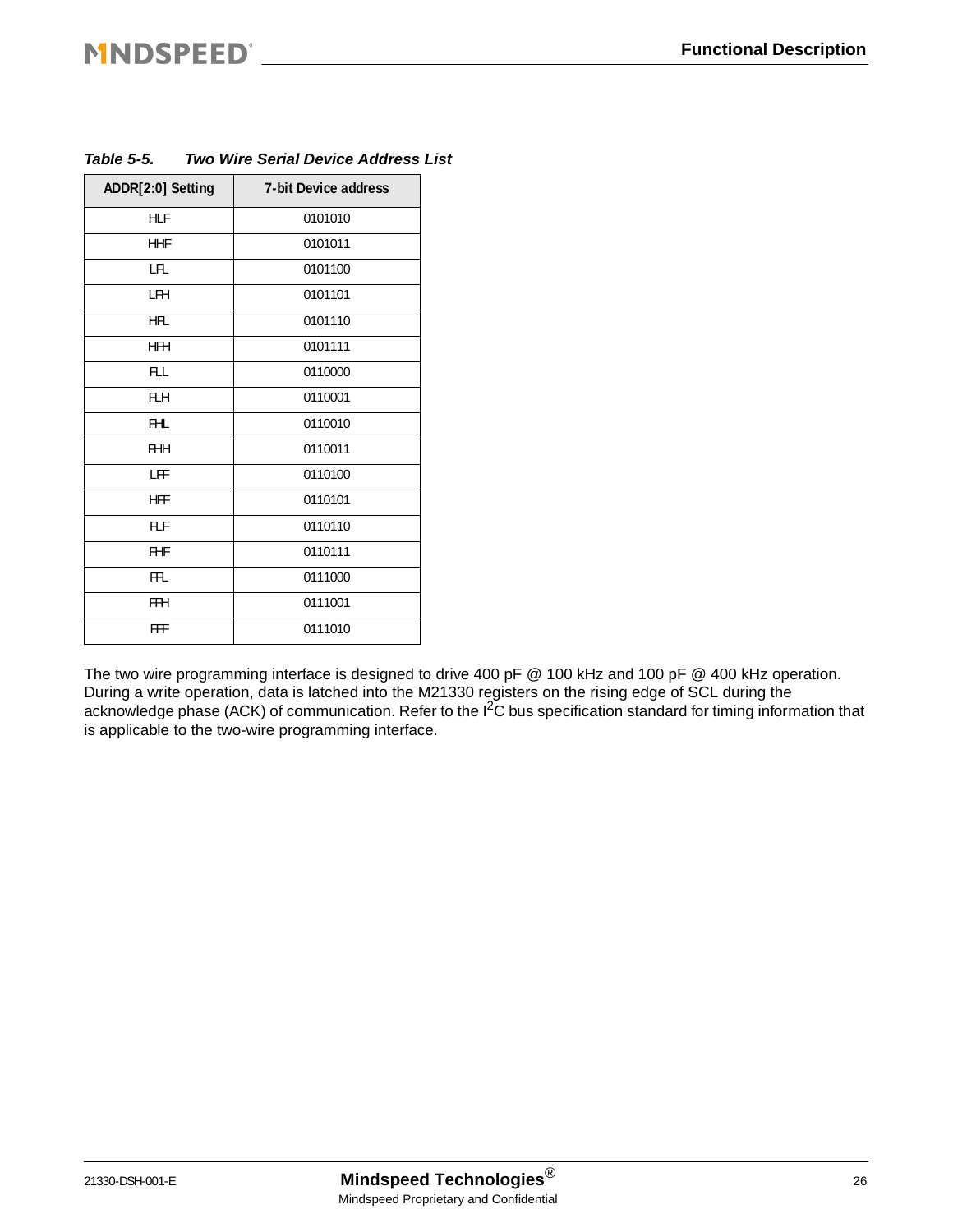*Table 5-5. Two Wire Serial Device Address List*

| ADDR[2:0] Setting | 7-bit Device address |
| --- | --- |
| HLF | 0101010 |
| HHF | 0101011 |
| LFL | 0101100 |
| LFH | 0101101 |
| HFL | 0101110 |
| HFH | 0101111 |
| FLL | 0110000 |
| FLH | 0110001 |
| FHL | 0110010 |
| FHH | 0110011 |
| LFF | 0110100 |
| HFF | 0110101 |
| FLF | 0110110 |
| FHF | 0110111 |
| FFL | 0111000 |
| FFH | 0111001 |
| FFF | 0111010 |

The two wire programming interface is designed to drive 400 pF @ 100 kHz and 100 pF @ 400 kHz operation. During a write operation, data is latched into the M21330 registers on the rising edge of SCL during the acknowledge phase (ACK) of communication. Refer to the $I^2C$ bus specification standard for timing information that is applicable to the two-wire programming interface.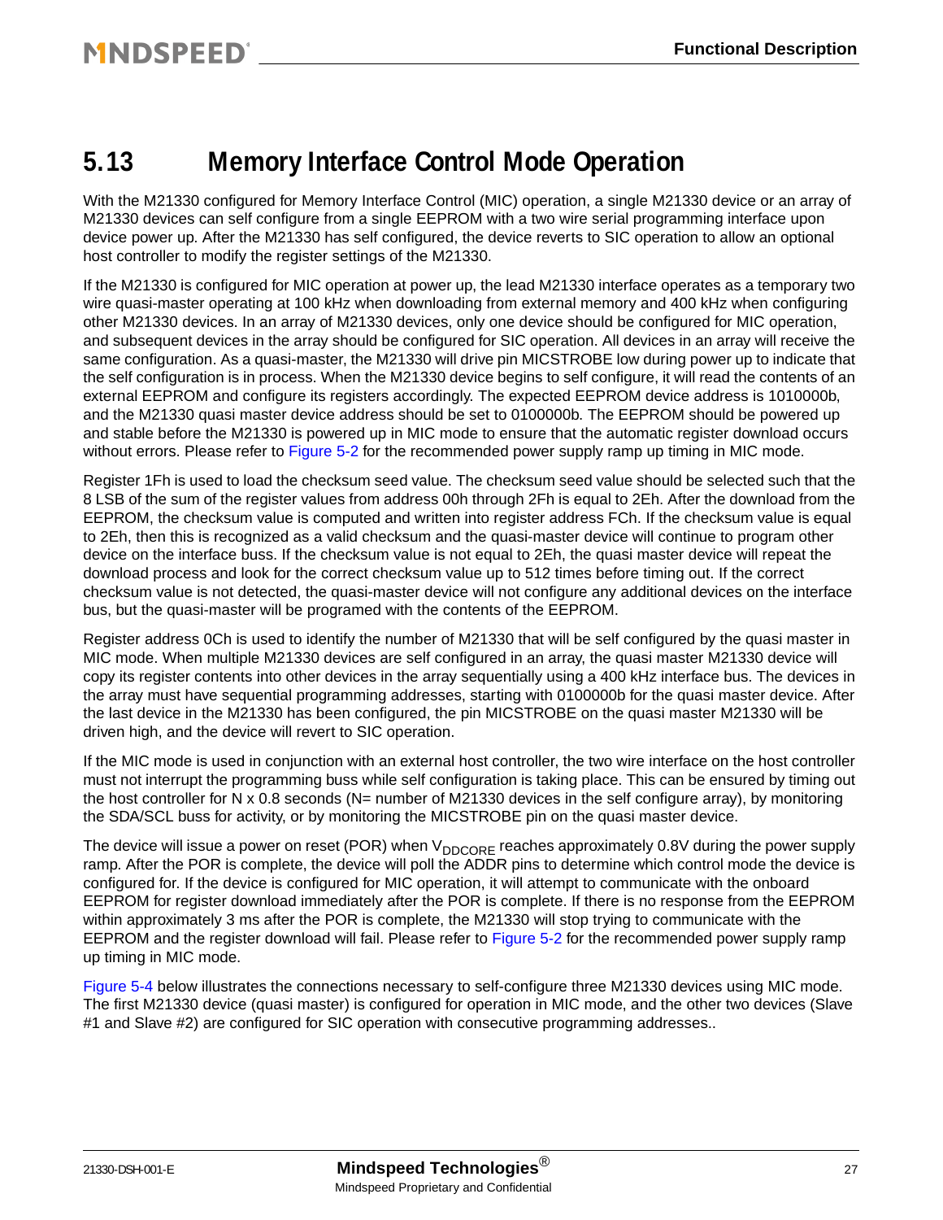## 5.13 Memory Interface Control Mode Operation

With the M21330 configured for Memory Interface Control (MIC) operation, a single M21330 device or an array of M21330 devices can self configure from a single EEPROM with a two wire serial programming interface upon device power up. After the M21330 has self configured, the device reverts to SIC operation to allow an optional host controller to modify the register settings of the M21330.

If the M21330 is configured for MIC operation at power up, the lead M21330 interface operates as a temporary two wire quasi-master operating at 100 kHz when downloading from external memory and 400 kHz when configuring other M21330 devices. In an array of M21330 devices, only one device should be configured for MIC operation, and subsequent devices in the array should be configured for SIC operation. All devices in an array will receive the same configuration. As a quasi-master, the M21330 will drive pin MICSTROBE low during power up to indicate that the self configuration is in process. When the M21330 device begins to self configure, it will read the contents of an external EEPROM and configure its registers accordingly. The expected EEPROM device address is 1010000b, and the M21330 quasi master device address should be set to 0100000b. The EEPROM should be powered up and stable before the M21330 is powered up in MIC mode to ensure that the automatic register download occurs without errors. Please refer to Figure 5-2 for the recommended power supply ramp up timing in MIC mode.

Register 1Fh is used to load the checksum seed value. The checksum seed value should be selected such that the 8 LSB of the sum of the register values from address 00h through 2Fh is equal to 2Eh. After the download from the EEPROM, the checksum value is computed and written into register address FCh. If the checksum value is equal to 2Eh, then this is recognized as a valid checksum and the quasi-master device will continue to program other device on the interface buss. If the checksum value is not equal to 2Eh, the quasi master device will repeat the download process and look for the correct checksum value up to 512 times before timing out. If the correct checksum value is not detected, the quasi-master device will not configure any additional devices on the interface bus, but the quasi-master will be programed with the contents of the EEPROM.

Register address 0Ch is used to identify the number of M21330 that will be self configured by the quasi master in MIC mode. When multiple M21330 devices are self configured in an array, the quasi master M21330 device will copy its register contents into other devices in the array sequentially using a 400 kHz interface bus. The devices in the array must have sequential programming addresses, starting with 0100000b for the quasi master device. After the last device in the M21330 has been configured, the pin MICSTROBE on the quasi master M21330 will be driven high, and the device will revert to SIC operation.

If the MIC mode is used in conjunction with an external host controller, the two wire interface on the host controller must not interrupt the programming buss while self configuration is taking place. This can be ensured by timing out the host controller for N x 0.8 seconds (N= number of M21330 devices in the self configure array), by monitoring the SDA/SCL buss for activity, or by monitoring the MICSTROBE pin on the quasi master device.

The device will issue a power on reset (POR) when $V_{DDCORE}$ reaches approximately 0.8V during the power supply ramp. After the POR is complete, the device will poll the ADDR pins to determine which control mode the device is configured for. If the device is configured for MIC operation, it will attempt to communicate with the onboard EEPROM for register download immediately after the POR is complete. If there is no response from the EEPROM within approximately 3 ms after the POR is complete, the M21330 will stop trying to communicate with the EEPROM and the register download will fail. Please refer to Figure 5-2 for the recommended power supply ramp up timing in MIC mode.

Figure 5-4 below illustrates the connections necessary to self-configure three M21330 devices using MIC mode. The first M21330 device (quasi master) is configured for operation in MIC mode, and the other two devices (Slave #1 and Slave #2) are configured for SIC operation with consecutive programming addresses..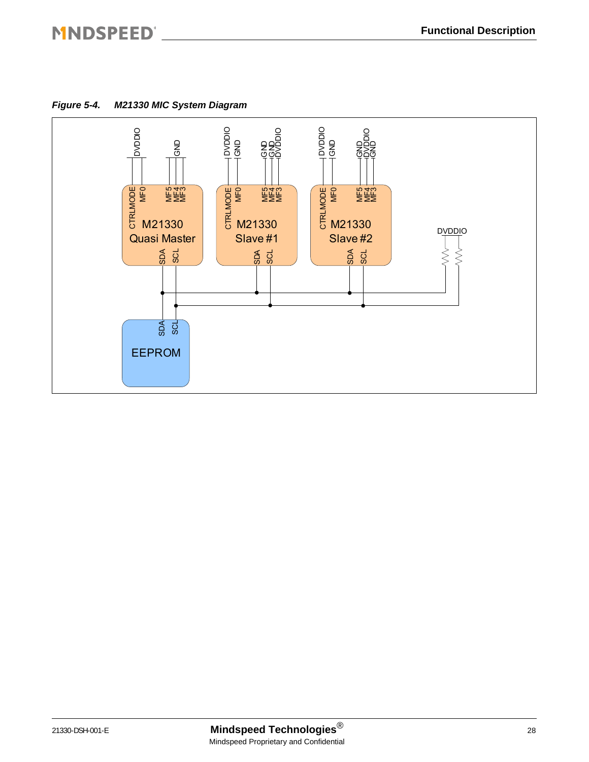*Figure 5-4. M21330 MIC System Diagram*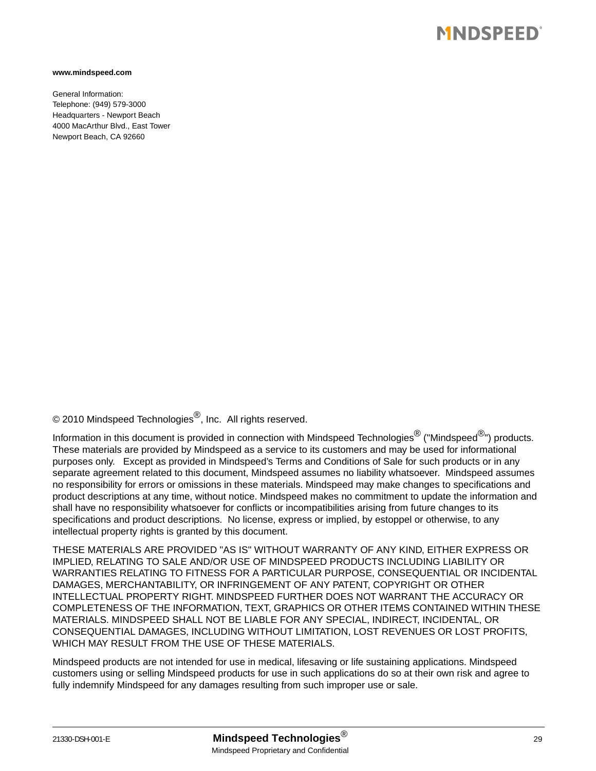**www.mindspeed.com**

General Information:
Telephone: (949) 579-3000
Headquarters - Newport Beach
4000 MacArthur Blvd., East Tower
Newport Beach, CA 92660

© 2010 Mindspeed Technologies®, Inc. All rights reserved.

Information in this document is provided in connection with Mindspeed Technologies® ("Mindspeed®") products. These materials are provided by Mindspeed as a service to its customers and may be used for informational purposes only. Except as provided in Mindspeed's Terms and Conditions of Sale for such products or in any separate agreement related to this document, Mindspeed assumes no liability whatsoever. Mindspeed assumes no responsibility for errors or omissions in these materials. Mindspeed may make changes to specifications and product descriptions at any time, without notice. Mindspeed makes no commitment to update the information and shall have no responsibility whatsoever for conflicts or incompatibilities arising from future changes to its specifications and product descriptions. No license, express or implied, by estoppel or otherwise, to any intellectual property rights is granted by this document.

THESE MATERIALS ARE PROVIDED "AS IS" WITHOUT WARRANTY OF ANY KIND, EITHER EXPRESS OR IMPLIED, RELATING TO SALE AND/OR USE OF MINDSPEED PRODUCTS INCLUDING LIABILITY OR WARRANTIES RELATING TO FITNESS FOR A PARTICULAR PURPOSE, CONSEQUENTIAL OR INCIDENTAL DAMAGES, MERCHANTABILITY, OR INFRINGEMENT OF ANY PATENT, COPYRIGHT OR OTHER INTELLECTUAL PROPERTY RIGHT. MINDSPEED FURTHER DOES NOT WARRANT THE ACCURACY OR COMPLETENESS OF THE INFORMATION, TEXT, GRAPHICS OR OTHER ITEMS CONTAINED WITHIN THESE MATERIALS. MINDSPEED SHALL NOT BE LIABLE FOR ANY SPECIAL, INDIRECT, INCIDENTAL, OR CONSEQUENTIAL DAMAGES, INCLUDING WITHOUT LIMITATION, LOST REVENUES OR LOST PROFITS, WHICH MAY RESULT FROM THE USE OF THESE MATERIALS.

Mindspeed products are not intended for use in medical, lifesaving or life sustaining applications. Mindspeed customers using or selling Mindspeed products for use in such applications do so at their own risk and agree to fully indemnify Mindspeed for any damages resulting from such improper use or sale.